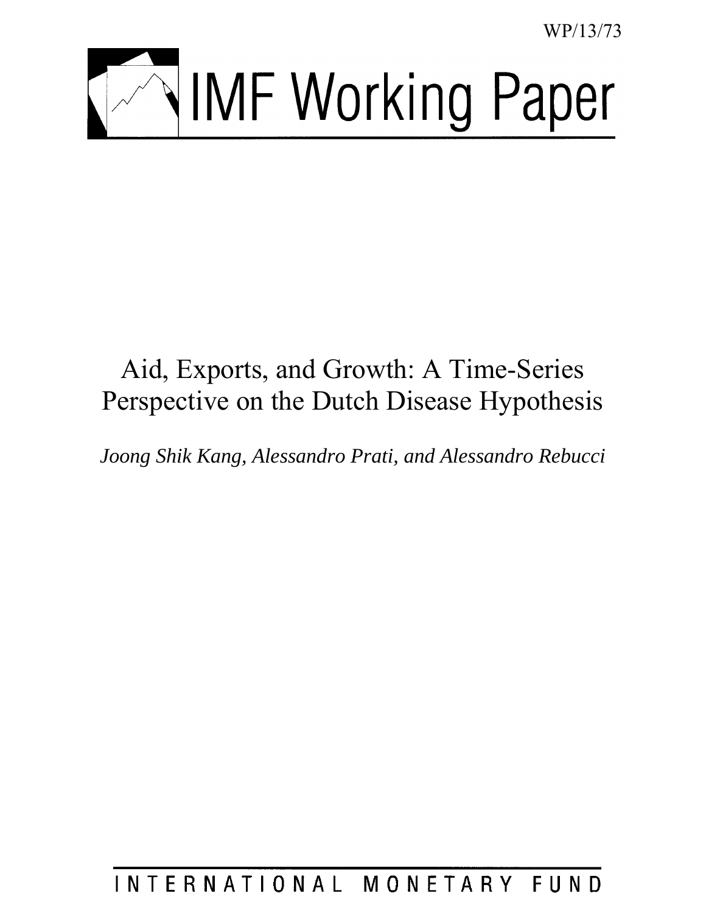WP/13/73

# IMF Working Paper

# Aid, Exports, and Growth: A Time-Series Perspective on the Dutch Disease Hypothesis

*Joong Shik Kang, Alessandro Prati, and Alessandro Rebucci*

INTERNATIONAL MONETARY FUND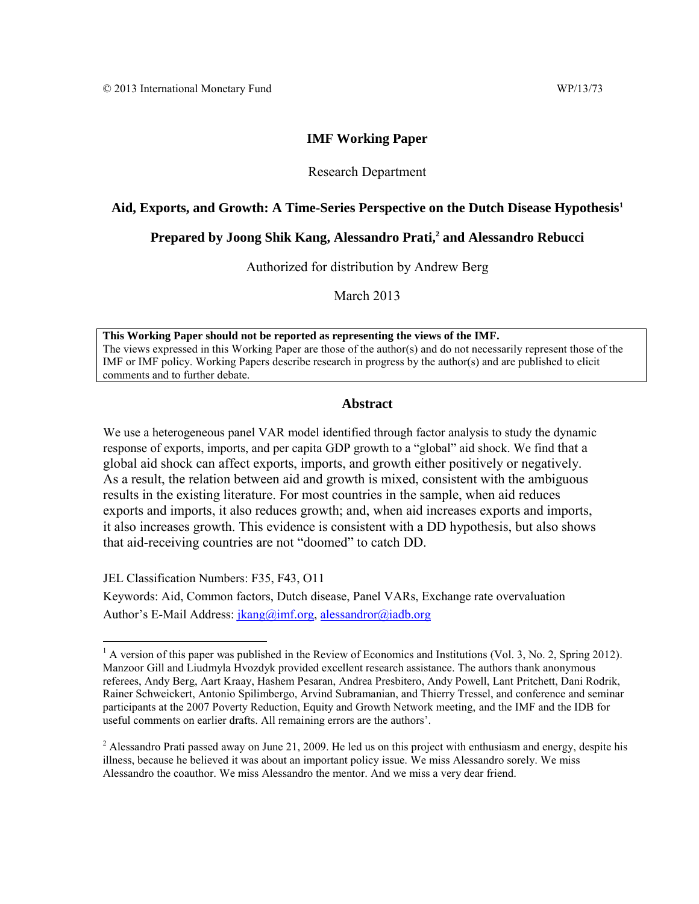© 2013 International Monetary Fund WP/13/73

**IMF Working Paper**

Research Department

# Aid, Exports, and Growth: A Time-Series Perspective on the Dutch Disease Hypothesis[1]

## Prepared by Joong Shik Kang, Alessandro Prati,[2] and Alessandro Rebucci

Authorized for distribution by Andrew Berg

March 2013

**This Working Paper should not be reported as representing the views of the IMF.**
The views expressed in this Working Paper are those of the author(s) and do not necessarily represent those of the IMF or IMF policy. Working Papers describe research in progress by the author(s) and are published to elicit comments and to further debate.

## Abstract

We use a heterogeneous panel VAR model identified through factor analysis to study the dynamic response of exports, imports, and per capita GDP growth to a "global" aid shock. We find that a global aid shock can affect exports, imports, and growth either positively or negatively. As a result, the relation between aid and growth is mixed, consistent with the ambiguous results in the existing literature. For most countries in the sample, when aid reduces exports and imports, it also reduces growth; and, when aid increases exports and imports, it also increases growth. This evidence is consistent with a DD hypothesis, but also shows that aid-receiving countries are not "doomed" to catch DD.

JEL Classification Numbers: F35, F43, O11

Keywords: Aid, Common factors, Dutch disease, Panel VARs, Exchange rate overvaluation

Author's E-Mail Address: jkang@imf.org, alessandror@iadb.org

---

[1] A version of this paper was published in the Review of Economics and Institutions (Vol. 3, No. 2, Spring 2012). Manzoor Gill and Liudmyla Hvozdyk provided excellent research assistance. The authors thank anonymous referees, Andy Berg, Aart Kraay, Hashem Pesaran, Andrea Presbitero, Andy Powell, Lant Pritchett, Dani Rodrik, Rainer Schweickert, Antonio Spilimbergo, Arvind Subramanian, and Thierry Tressel, and conference and seminar participants at the 2007 Poverty Reduction, Equity and Growth Network meeting, and the IMF and the IDB for useful comments on earlier drafts. All remaining errors are the authors'.

[2] Alessandro Prati passed away on June 21, 2009. He led us on this project with enthusiasm and energy, despite his illness, because he believed it was about an important policy issue. We miss Alessandro sorely. We miss Alessandro the coauthor. We miss Alessandro the mentor. And we miss a very dear friend.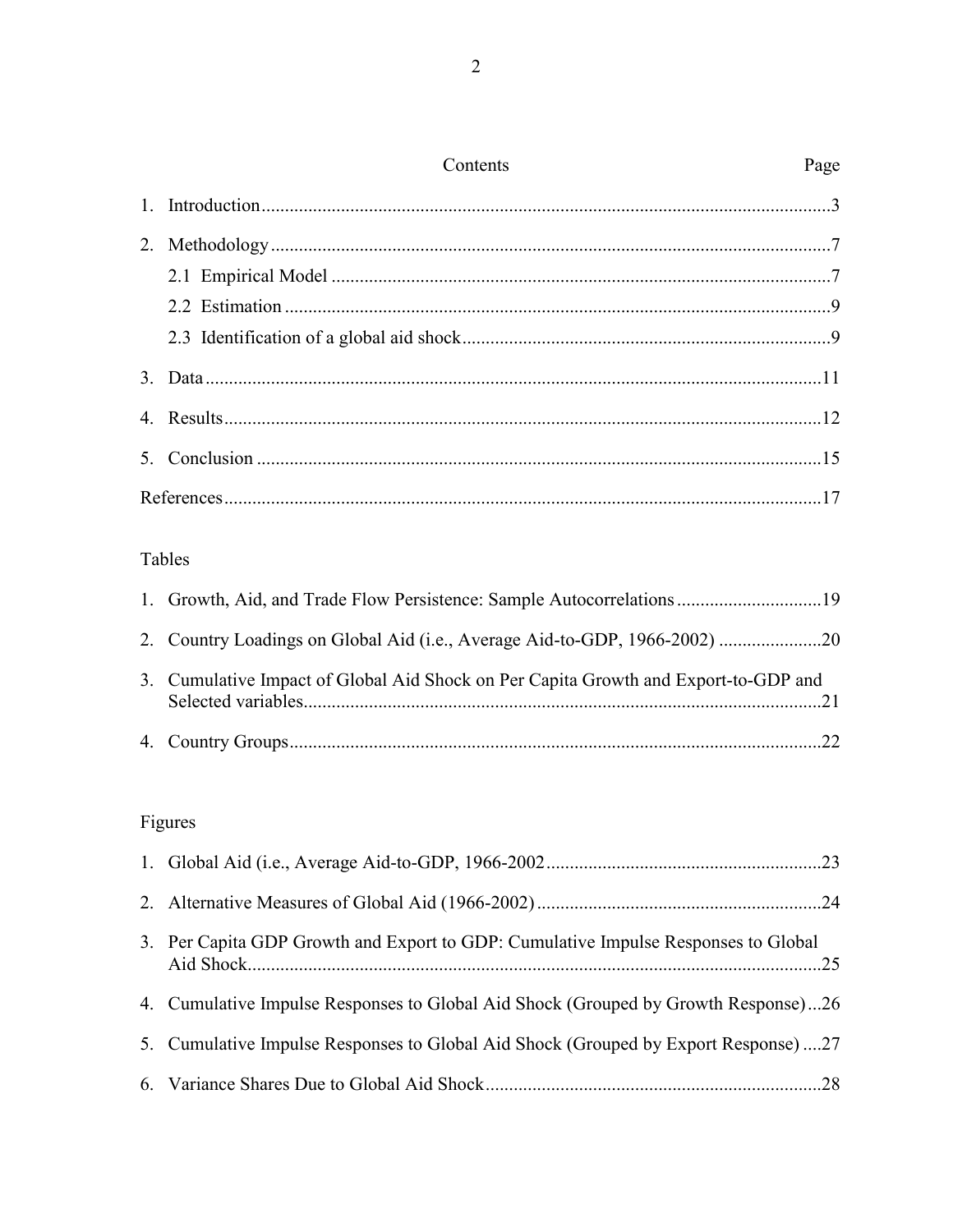| Contents | Page |
|---|---|
| 1. Introduction | 3 |
| 2. Methodology | 7 |
| 2.1 Empirical Model | 7 |
| 2.2 Estimation | 9 |
| 2.3 Identification of a global aid shock | 9 |
| 3. Data | 11 |
| 4. Results | 12 |
| 5. Conclusion | 15 |
| References | 17 |

Tables

| | |
|---|---|
| 1. Growth, Aid, and Trade Flow Persistence: Sample Autocorrelations | 19 |
| 2. Country Loadings on Global Aid (i.e., Average Aid-to-GDP, 1966-2002) | 20 |
| 3. Cumulative Impact of Global Aid Shock on Per Capita Growth and Export-to-GDP and Selected variables | 21 |
| 4. Country Groups | 22 |

Figures

| | |
|---|---|
| 1. Global Aid (i.e., Average Aid-to-GDP, 1966-2002 | 23 |
| 2. Alternative Measures of Global Aid (1966-2002) | 24 |
| 3. Per Capita GDP Growth and Export to GDP: Cumulative Impulse Responses to Global Aid Shock | 25 |
| 4. Cumulative Impulse Responses to Global Aid Shock (Grouped by Growth Response) | 26 |
| 5. Cumulative Impulse Responses to Global Aid Shock (Grouped by Export Response) | 27 |
| 6. Variance Shares Due to Global Aid Shock | 28 |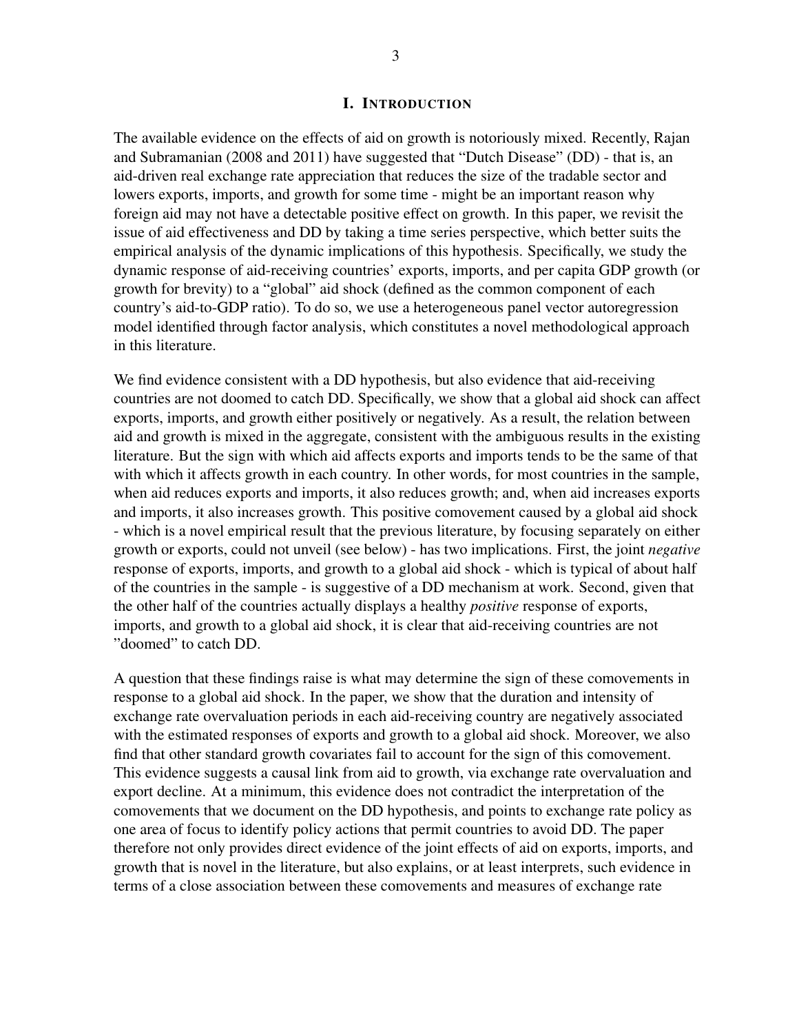# I. Introduction

The available evidence on the effects of aid on growth is notoriously mixed. Recently, Rajan and Subramanian (2008 and 2011) have suggested that "Dutch Disease" (DD) - that is, an aid-driven real exchange rate appreciation that reduces the size of the tradable sector and lowers exports, imports, and growth for some time - might be an important reason why foreign aid may not have a detectable positive effect on growth. In this paper, we revisit the issue of aid effectiveness and DD by taking a time series perspective, which better suits the empirical analysis of the dynamic implications of this hypothesis. Specifically, we study the dynamic response of aid-receiving countries' exports, imports, and per capita GDP growth (or growth for brevity) to a "global" aid shock (defined as the common component of each country's aid-to-GDP ratio). To do so, we use a heterogeneous panel vector autoregression model identified through factor analysis, which constitutes a novel methodological approach in this literature.

We find evidence consistent with a DD hypothesis, but also evidence that aid-receiving countries are not doomed to catch DD. Specifically, we show that a global aid shock can affect exports, imports, and growth either positively or negatively. As a result, the relation between aid and growth is mixed in the aggregate, consistent with the ambiguous results in the existing literature. But the sign with which aid affects exports and imports tends to be the same of that with which it affects growth in each country. In other words, for most countries in the sample, when aid reduces exports and imports, it also reduces growth; and, when aid increases exports and imports, it also increases growth. This positive comovement caused by a global aid shock - which is a novel empirical result that the previous literature, by focusing separately on either growth or exports, could not unveil (see below) - has two implications. First, the joint *negative* response of exports, imports, and growth to a global aid shock - which is typical of about half of the countries in the sample - is suggestive of a DD mechanism at work. Second, given that the other half of the countries actually displays a healthy *positive* response of exports, imports, and growth to a global aid shock, it is clear that aid-receiving countries are not "doomed" to catch DD.

A question that these findings raise is what may determine the sign of these comovements in response to a global aid shock. In the paper, we show that the duration and intensity of exchange rate overvaluation periods in each aid-receiving country are negatively associated with the estimated responses of exports and growth to a global aid shock. Moreover, we also find that other standard growth covariates fail to account for the sign of this comovement. This evidence suggests a causal link from aid to growth, via exchange rate overvaluation and export decline. At a minimum, this evidence does not contradict the interpretation of the comovements that we document on the DD hypothesis, and points to exchange rate policy as one area of focus to identify policy actions that permit countries to avoid DD. The paper therefore not only provides direct evidence of the joint effects of aid on exports, imports, and growth that is novel in the literature, but also explains, or at least interprets, such evidence in terms of a close association between these comovements and measures of exchange rate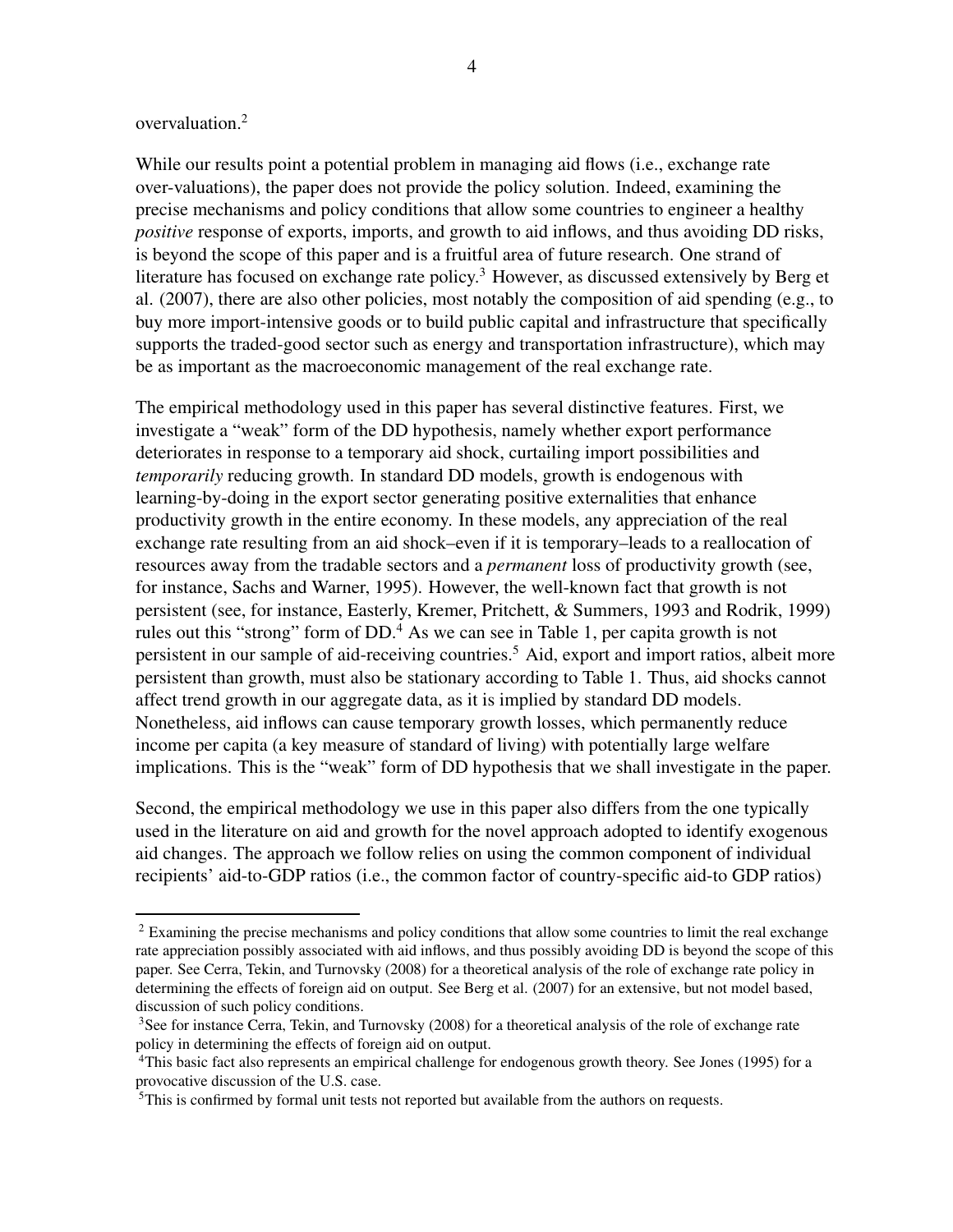overvaluation.[2]

While our results point a potential problem in managing aid flows (i.e., exchange rate over-valuations), the paper does not provide the policy solution. Indeed, examining the precise mechanisms and policy conditions that allow some countries to engineer a healthy *positive* response of exports, imports, and growth to aid inflows, and thus avoiding DD risks, is beyond the scope of this paper and is a fruitful area of future research. One strand of literature has focused on exchange rate policy.[3] However, as discussed extensively by Berg et al. (2007), there are also other policies, most notably the composition of aid spending (e.g., to buy more import-intensive goods or to build public capital and infrastructure that specifically supports the traded-good sector such as energy and transportation infrastructure), which may be as important as the macroeconomic management of the real exchange rate.

The empirical methodology used in this paper has several distinctive features. First, we investigate a "weak" form of the DD hypothesis, namely whether export performance deteriorates in response to a temporary aid shock, curtailing import possibilities and *temporarily* reducing growth. In standard DD models, growth is endogenous with learning-by-doing in the export sector generating positive externalities that enhance productivity growth in the entire economy. In these models, any appreciation of the real exchange rate resulting from an aid shock–even if it is temporary–leads to a reallocation of resources away from the tradable sectors and a *permanent* loss of productivity growth (see, for instance, Sachs and Warner, 1995). However, the well-known fact that growth is not persistent (see, for instance, Easterly, Kremer, Pritchett, & Summers, 1993 and Rodrik, 1999) rules out this "strong" form of DD.[4] As we can see in Table 1, per capita growth is not persistent in our sample of aid-receiving countries.[5] Aid, export and import ratios, albeit more persistent than growth, must also be stationary according to Table 1. Thus, aid shocks cannot affect trend growth in our aggregate data, as it is implied by standard DD models. Nonetheless, aid inflows can cause temporary growth losses, which permanently reduce income per capita (a key measure of standard of living) with potentially large welfare implications. This is the "weak" form of DD hypothesis that we shall investigate in the paper.

Second, the empirical methodology we use in this paper also differs from the one typically used in the literature on aid and growth for the novel approach adopted to identify exogenous aid changes. The approach we follow relies on using the common component of individual recipients' aid-to-GDP ratios (i.e., the common factor of country-specific aid-to GDP ratios)

---

[2] Examining the precise mechanisms and policy conditions that allow some countries to limit the real exchange rate appreciation possibly associated with aid inflows, and thus possibly avoiding DD is beyond the scope of this paper. See Cerra, Tekin, and Turnovsky (2008) for a theoretical analysis of the role of exchange rate policy in determining the effects of foreign aid on output. See Berg et al. (2007) for an extensive, but not model based, discussion of such policy conditions.

[3] See for instance Cerra, Tekin, and Turnovsky (2008) for a theoretical analysis of the role of exchange rate policy in determining the effects of foreign aid on output.

[4] This basic fact also represents an empirical challenge for endogenous growth theory. See Jones (1995) for a provocative discussion of the U.S. case.

[5] This is confirmed by formal unit tests not reported but available from the authors on requests.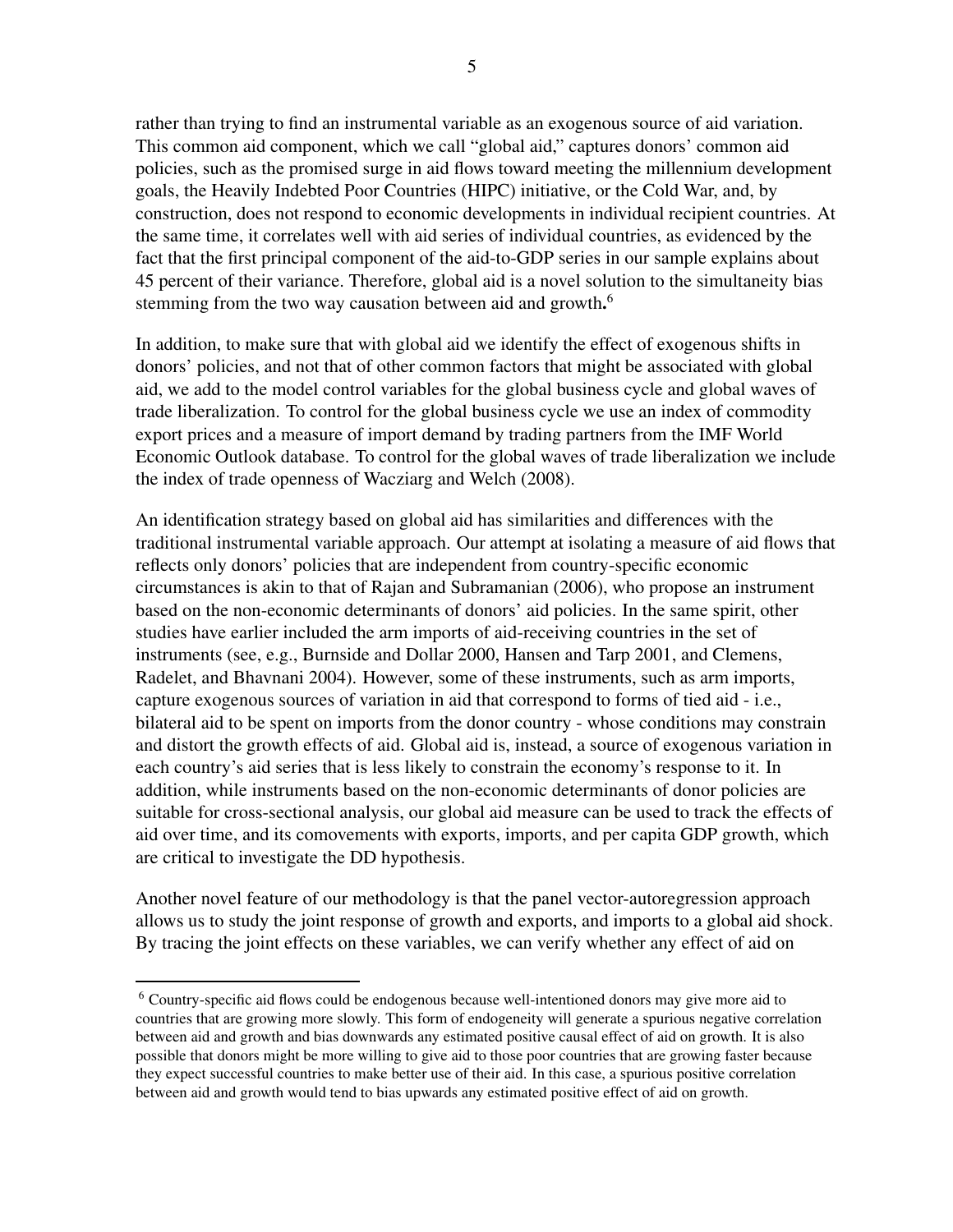rather than trying to find an instrumental variable as an exogenous source of aid variation. This common aid component, which we call "global aid," captures donors' common aid policies, such as the promised surge in aid flows toward meeting the millennium development goals, the Heavily Indebted Poor Countries (HIPC) initiative, or the Cold War, and, by construction, does not respond to economic developments in individual recipient countries. At the same time, it correlates well with aid series of individual countries, as evidenced by the fact that the first principal component of the aid-to-GDP series in our sample explains about 45 percent of their variance. Therefore, global aid is a novel solution to the simultaneity bias stemming from the two way causation between aid and growth.[6]

In addition, to make sure that with global aid we identify the effect of exogenous shifts in donors' policies, and not that of other common factors that might be associated with global aid, we add to the model control variables for the global business cycle and global waves of trade liberalization. To control for the global business cycle we use an index of commodity export prices and a measure of import demand by trading partners from the IMF World Economic Outlook database. To control for the global waves of trade liberalization we include the index of trade openness of Wacziarg and Welch (2008).

An identification strategy based on global aid has similarities and differences with the traditional instrumental variable approach. Our attempt at isolating a measure of aid flows that reflects only donors' policies that are independent from country-specific economic circumstances is akin to that of Rajan and Subramanian (2006), who propose an instrument based on the non-economic determinants of donors' aid policies. In the same spirit, other studies have earlier included the arm imports of aid-receiving countries in the set of instruments (see, e.g., Burnside and Dollar 2000, Hansen and Tarp 2001, and Clemens, Radelet, and Bhavnani 2004). However, some of these instruments, such as arm imports, capture exogenous sources of variation in aid that correspond to forms of tied aid - i.e., bilateral aid to be spent on imports from the donor country - whose conditions may constrain and distort the growth effects of aid. Global aid is, instead, a source of exogenous variation in each country's aid series that is less likely to constrain the economy's response to it. In addition, while instruments based on the non-economic determinants of donor policies are suitable for cross-sectional analysis, our global aid measure can be used to track the effects of aid over time, and its comovements with exports, imports, and per capita GDP growth, which are critical to investigate the DD hypothesis.

Another novel feature of our methodology is that the panel vector-autoregression approach allows us to study the joint response of growth and exports, and imports to a global aid shock. By tracing the joint effects on these variables, we can verify whether any effect of aid on

---

[6] Country-specific aid flows could be endogenous because well-intentioned donors may give more aid to countries that are growing more slowly. This form of endogeneity will generate a spurious negative correlation between aid and growth and bias downwards any estimated positive causal effect of aid on growth. It is also possible that donors might be more willing to give aid to those poor countries that are growing faster because they expect successful countries to make better use of their aid. In this case, a spurious positive correlation between aid and growth would tend to bias upwards any estimated positive effect of aid on growth.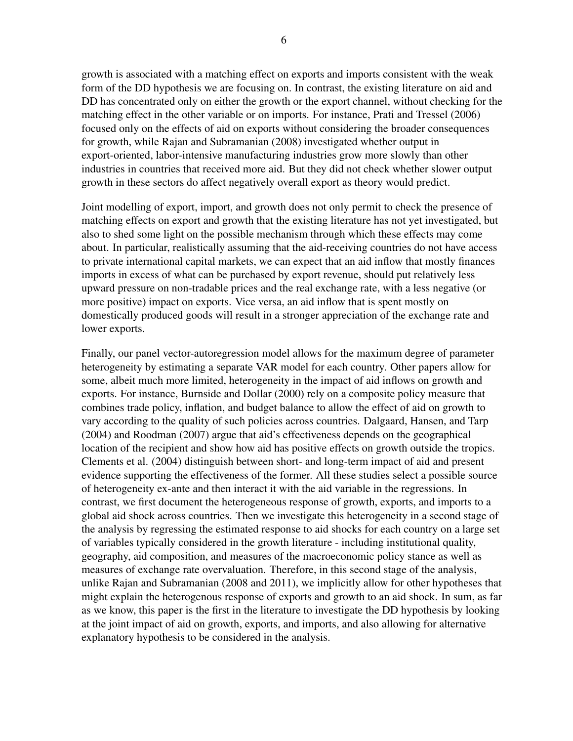growth is associated with a matching effect on exports and imports consistent with the weak form of the DD hypothesis we are focusing on. In contrast, the existing literature on aid and DD has concentrated only on either the growth or the export channel, without checking for the matching effect in the other variable or on imports. For instance, Prati and Tressel (2006) focused only on the effects of aid on exports without considering the broader consequences for growth, while Rajan and Subramanian (2008) investigated whether output in export-oriented, labor-intensive manufacturing industries grow more slowly than other industries in countries that received more aid. But they did not check whether slower output growth in these sectors do affect negatively overall export as theory would predict.

Joint modelling of export, import, and growth does not only permit to check the presence of matching effects on export and growth that the existing literature has not yet investigated, but also to shed some light on the possible mechanism through which these effects may come about. In particular, realistically assuming that the aid-receiving countries do not have access to private international capital markets, we can expect that an aid inflow that mostly finances imports in excess of what can be purchased by export revenue, should put relatively less upward pressure on non-tradable prices and the real exchange rate, with a less negative (or more positive) impact on exports. Vice versa, an aid inflow that is spent mostly on domestically produced goods will result in a stronger appreciation of the exchange rate and lower exports.

Finally, our panel vector-autoregression model allows for the maximum degree of parameter heterogeneity by estimating a separate VAR model for each country. Other papers allow for some, albeit much more limited, heterogeneity in the impact of aid inflows on growth and exports. For instance, Burnside and Dollar (2000) rely on a composite policy measure that combines trade policy, inflation, and budget balance to allow the effect of aid on growth to vary according to the quality of such policies across countries. Dalgaard, Hansen, and Tarp (2004) and Roodman (2007) argue that aid's effectiveness depends on the geographical location of the recipient and show how aid has positive effects on growth outside the tropics. Clements et al. (2004) distinguish between short- and long-term impact of aid and present evidence supporting the effectiveness of the former. All these studies select a possible source of heterogeneity ex-ante and then interact it with the aid variable in the regressions. In contrast, we first document the heterogeneous response of growth, exports, and imports to a global aid shock across countries. Then we investigate this heterogeneity in a second stage of the analysis by regressing the estimated response to aid shocks for each country on a large set of variables typically considered in the growth literature - including institutional quality, geography, aid composition, and measures of the macroeconomic policy stance as well as measures of exchange rate overvaluation. Therefore, in this second stage of the analysis, unlike Rajan and Subramanian (2008 and 2011), we implicitly allow for other hypotheses that might explain the heterogenous response of exports and growth to an aid shock. In sum, as far as we know, this paper is the first in the literature to investigate the DD hypothesis by looking at the joint impact of aid on growth, exports, and imports, and also allowing for alternative explanatory hypothesis to be considered in the analysis.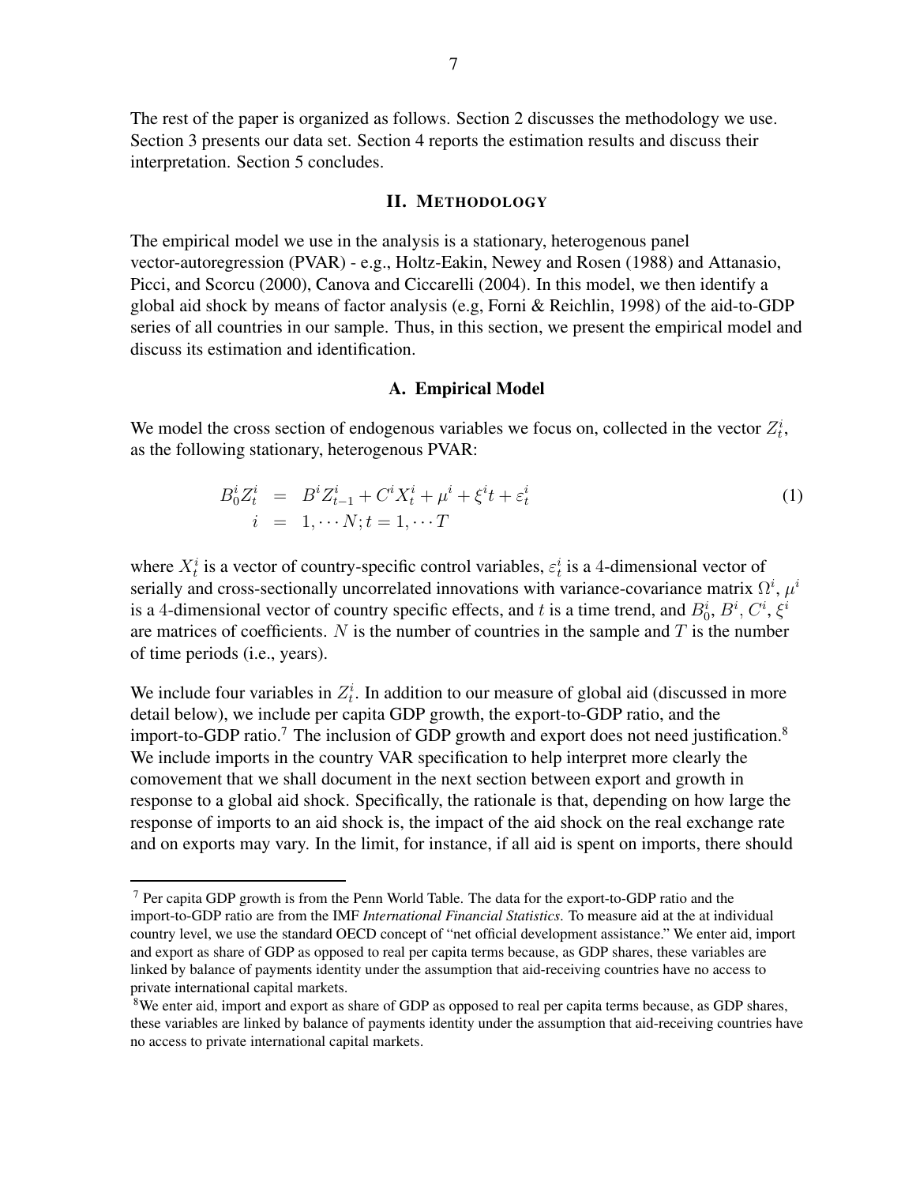The rest of the paper is organized as follows. Section 2 discusses the methodology we use. Section 3 presents our data set. Section 4 reports the estimation results and discuss their interpretation. Section 5 concludes.

## II. Methodology

The empirical model we use in the analysis is a stationary, heterogenous panel vector-autoregression (PVAR) - e.g., Holtz-Eakin, Newey and Rosen (1988) and Attanasio, Picci, and Scorcu (2000), Canova and Ciccarelli (2004). In this model, we then identify a global aid shock by means of factor analysis (e.g, Forni & Reichlin, 1998) of the aid-to-GDP series of all countries in our sample. Thus, in this section, we present the empirical model and discuss its estimation and identification.

### A. Empirical Model

We model the cross section of endogenous variables we focus on, collected in the vector $Z_t^i$, as the following stationary, heterogenous PVAR:

$$\begin{aligned} B_0^i Z_t^i &= B^i Z_{t-1}^i + C^i X_t^i + \mu^i + \xi^i t + \varepsilon_t^i \\ i &= 1, \cdots N; t = 1, \cdots T \end{aligned} \tag{1}$$

where $X_t^i$ is a vector of country-specific control variables, $\varepsilon_t^i$ is a 4-dimensional vector of serially and cross-sectionally uncorrelated innovations with variance-covariance matrix $\Omega^i$, $\mu^i$ is a 4-dimensional vector of country specific effects, and $t$ is a time trend, and $B_0^i$, $B^i$, $C^i$, $\xi^i$ are matrices of coefficients. $N$ is the number of countries in the sample and $T$ is the number of time periods (i.e., years).

We include four variables in $Z_t^i$. In addition to our measure of global aid (discussed in more detail below), we include per capita GDP growth, the export-to-GDP ratio, and the import-to-GDP ratio.[7] The inclusion of GDP growth and export does not need justification.[8] We include imports in the country VAR specification to help interpret more clearly the comovement that we shall document in the next section between export and growth in response to a global aid shock. Specifically, the rationale is that, depending on how large the response of imports to an aid shock is, the impact of the aid shock on the real exchange rate and on exports may vary. In the limit, for instance, if all aid is spent on imports, there should

---

[7] Per capita GDP growth is from the Penn World Table. The data for the export-to-GDP ratio and the import-to-GDP ratio are from the IMF *International Financial Statistics*. To measure aid at the at individual country level, we use the standard OECD concept of "net official development assistance." We enter aid, import and export as share of GDP as opposed to real per capita terms because, as GDP shares, these variables are linked by balance of payments identity under the assumption that aid-receiving countries have no access to private international capital markets.

[8] We enter aid, import and export as share of GDP as opposed to real per capita terms because, as GDP shares, these variables are linked by balance of payments identity under the assumption that aid-receiving countries have no access to private international capital markets.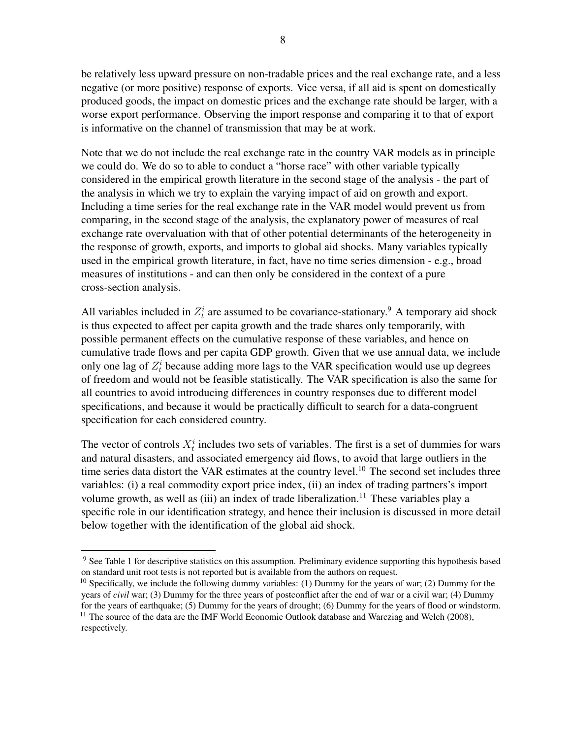be relatively less upward pressure on non-tradable prices and the real exchange rate, and a less negative (or more positive) response of exports. Vice versa, if all aid is spent on domestically produced goods, the impact on domestic prices and the exchange rate should be larger, with a worse export performance. Observing the import response and comparing it to that of export is informative on the channel of transmission that may be at work.

Note that we do not include the real exchange rate in the country VAR models as in principle we could do. We do so to able to conduct a "horse race" with other variable typically considered in the empirical growth literature in the second stage of the analysis - the part of the analysis in which we try to explain the varying impact of aid on growth and export. Including a time series for the real exchange rate in the VAR model would prevent us from comparing, in the second stage of the analysis, the explanatory power of measures of real exchange rate overvaluation with that of other potential determinants of the heterogeneity in the response of growth, exports, and imports to global aid shocks. Many variables typically used in the empirical growth literature, in fact, have no time series dimension - e.g., broad measures of institutions - and can then only be considered in the context of a pure cross-section analysis.

All variables included in $Z_t^i$ are assumed to be covariance-stationary.[9] A temporary aid shock is thus expected to affect per capita growth and the trade shares only temporarily, with possible permanent effects on the cumulative response of these variables, and hence on cumulative trade flows and per capita GDP growth. Given that we use annual data, we include only one lag of $Z_t^i$ because adding more lags to the VAR specification would use up degrees of freedom and would not be feasible statistically. The VAR specification is also the same for all countries to avoid introducing differences in country responses due to different model specifications, and because it would be practically difficult to search for a data-congruent specification for each considered country.

The vector of controls $X_t^i$ includes two sets of variables. The first is a set of dummies for wars and natural disasters, and associated emergency aid flows, to avoid that large outliers in the time series data distort the VAR estimates at the country level.[10] The second set includes three variables: (i) a real commodity export price index, (ii) an index of trading partners's import volume growth, as well as (iii) an index of trade liberalization.[11] These variables play a specific role in our identification strategy, and hence their inclusion is discussed in more detail below together with the identification of the global aid shock.

---

[9] See Table 1 for descriptive statistics on this assumption. Preliminary evidence supporting this hypothesis based on standard unit root tests is not reported but is available from the authors on request.

[10] Specifically, we include the following dummy variables: (1) Dummy for the years of war; (2) Dummy for the years of *civil* war; (3) Dummy for the three years of postconflict after the end of war or a civil war; (4) Dummy for the years of earthquake; (5) Dummy for the years of drought; (6) Dummy for the years of flood or windstorm.

[11] The source of the data are the IMF World Economic Outlook database and Warcziag and Welch (2008), respectively.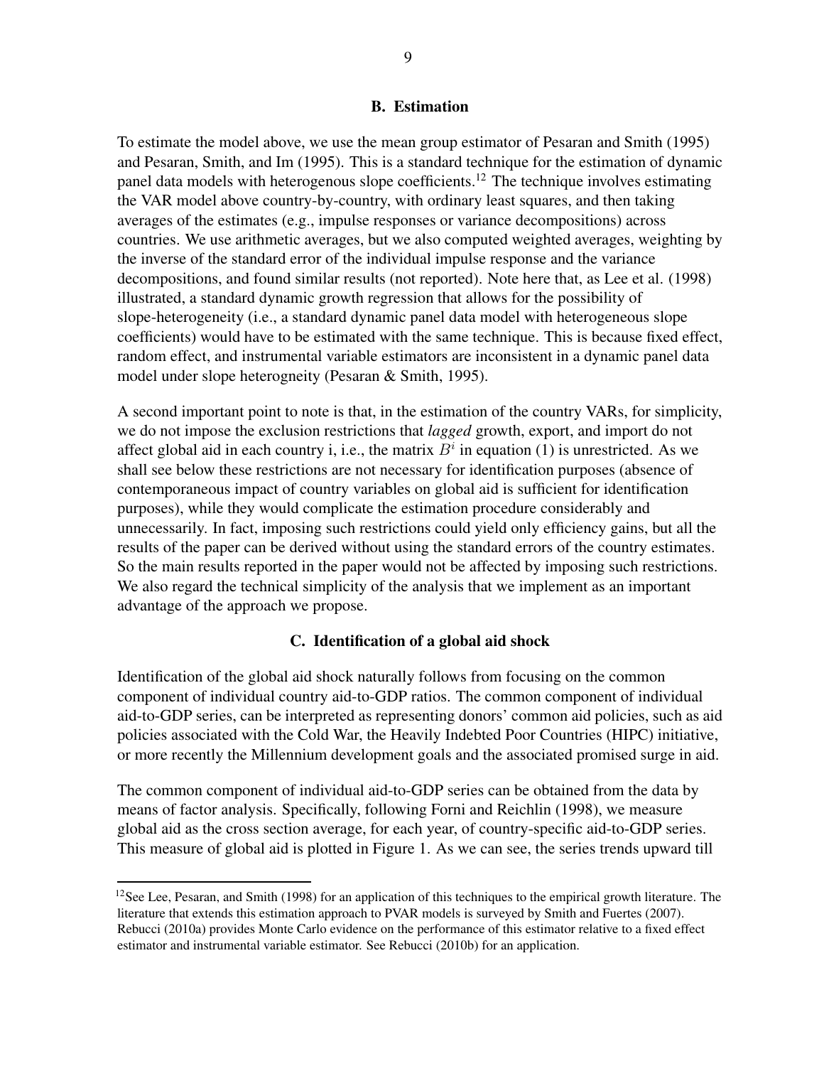## B. Estimation

To estimate the model above, we use the mean group estimator of Pesaran and Smith (1995) and Pesaran, Smith, and Im (1995). This is a standard technique for the estimation of dynamic panel data models with heterogenous slope coefficients.[12] The technique involves estimating the VAR model above country-by-country, with ordinary least squares, and then taking averages of the estimates (e.g., impulse responses or variance decompositions) across countries. We use arithmetic averages, but we also computed weighted averages, weighting by the inverse of the standard error of the individual impulse response and the variance decompositions, and found similar results (not reported). Note here that, as Lee et al. (1998) illustrated, a standard dynamic growth regression that allows for the possibility of slope-heterogeneity (i.e., a standard dynamic panel data model with heterogeneous slope coefficients) would have to be estimated with the same technique. This is because fixed effect, random effect, and instrumental variable estimators are inconsistent in a dynamic panel data model under slope heterogneity (Pesaran & Smith, 1995).

A second important point to note is that, in the estimation of the country VARs, for simplicity, we do not impose the exclusion restrictions that *lagged* growth, export, and import do not affect global aid in each country i, i.e., the matrix $B^i$ in equation (1) is unrestricted. As we shall see below these restrictions are not necessary for identification purposes (absence of contemporaneous impact of country variables on global aid is sufficient for identification purposes), while they would complicate the estimation procedure considerably and unnecessarily. In fact, imposing such restrictions could yield only efficiency gains, but all the results of the paper can be derived without using the standard errors of the country estimates. So the main results reported in the paper would not be affected by imposing such restrictions. We also regard the technical simplicity of the analysis that we implement as an important advantage of the approach we propose.

## C. Identification of a global aid shock

Identification of the global aid shock naturally follows from focusing on the common component of individual country aid-to-GDP ratios. The common component of individual aid-to-GDP series, can be interpreted as representing donors' common aid policies, such as aid policies associated with the Cold War, the Heavily Indebted Poor Countries (HIPC) initiative, or more recently the Millennium development goals and the associated promised surge in aid.

The common component of individual aid-to-GDP series can be obtained from the data by means of factor analysis. Specifically, following Forni and Reichlin (1998), we measure global aid as the cross section average, for each year, of country-specific aid-to-GDP series. This measure of global aid is plotted in Figure 1. As we can see, the series trends upward till

---

[12] See Lee, Pesaran, and Smith (1998) for an application of this techniques to the empirical growth literature. The literature that extends this estimation approach to PVAR models is surveyed by Smith and Fuertes (2007). Rebucci (2010a) provides Monte Carlo evidence on the performance of this estimator relative to a fixed effect estimator and instrumental variable estimator. See Rebucci (2010b) for an application.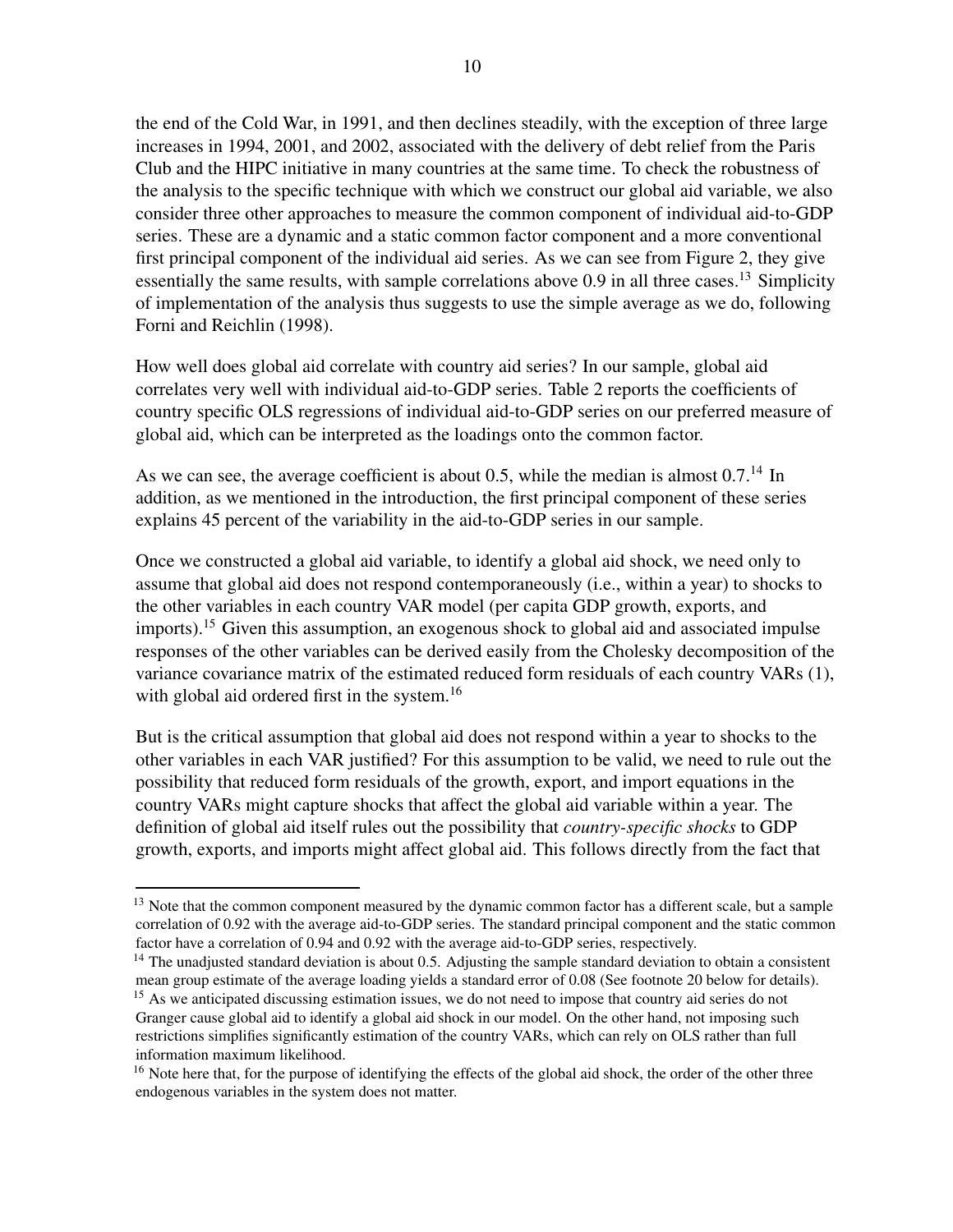the end of the Cold War, in 1991, and then declines steadily, with the exception of three large increases in 1994, 2001, and 2002, associated with the delivery of debt relief from the Paris Club and the HIPC initiative in many countries at the same time. To check the robustness of the analysis to the specific technique with which we construct our global aid variable, we also consider three other approaches to measure the common component of individual aid-to-GDP series. These are a dynamic and a static common factor component and a more conventional first principal component of the individual aid series. As we can see from Figure 2, they give essentially the same results, with sample correlations above 0.9 in all three cases.[13] Simplicity of implementation of the analysis thus suggests to use the simple average as we do, following Forni and Reichlin (1998).

How well does global aid correlate with country aid series? In our sample, global aid correlates very well with individual aid-to-GDP series. Table 2 reports the coefficients of country specific OLS regressions of individual aid-to-GDP series on our preferred measure of global aid, which can be interpreted as the loadings onto the common factor.

As we can see, the average coefficient is about 0.5, while the median is almost 0.7.[14] In addition, as we mentioned in the introduction, the first principal component of these series explains 45 percent of the variability in the aid-to-GDP series in our sample.

Once we constructed a global aid variable, to identify a global aid shock, we need only to assume that global aid does not respond contemporaneously (i.e., within a year) to shocks to the other variables in each country VAR model (per capita GDP growth, exports, and imports).[15] Given this assumption, an exogenous shock to global aid and associated impulse responses of the other variables can be derived easily from the Cholesky decomposition of the variance covariance matrix of the estimated reduced form residuals of each country VARs (1), with global aid ordered first in the system.[16]

But is the critical assumption that global aid does not respond within a year to shocks to the other variables in each VAR justified? For this assumption to be valid, we need to rule out the possibility that reduced form residuals of the growth, export, and import equations in the country VARs might capture shocks that affect the global aid variable within a year. The definition of global aid itself rules out the possibility that *country-specific shocks* to GDP growth, exports, and imports might affect global aid. This follows directly from the fact that

---

[13] Note that the common component measured by the dynamic common factor has a different scale, but a sample correlation of 0.92 with the average aid-to-GDP series. The standard principal component and the static common factor have a correlation of 0.94 and 0.92 with the average aid-to-GDP series, respectively.

[14] The unadjusted standard deviation is about 0.5. Adjusting the sample standard deviation to obtain a consistent mean group estimate of the average loading yields a standard error of 0.08 (See footnote 20 below for details).

[15] As we anticipated discussing estimation issues, we do not need to impose that country aid series do not Granger cause global aid to identify a global aid shock in our model. On the other hand, not imposing such restrictions simplifies significantly estimation of the country VARs, which can rely on OLS rather than full information maximum likelihood.

[16] Note here that, for the purpose of identifying the effects of the global aid shock, the order of the other three endogenous variables in the system does not matter.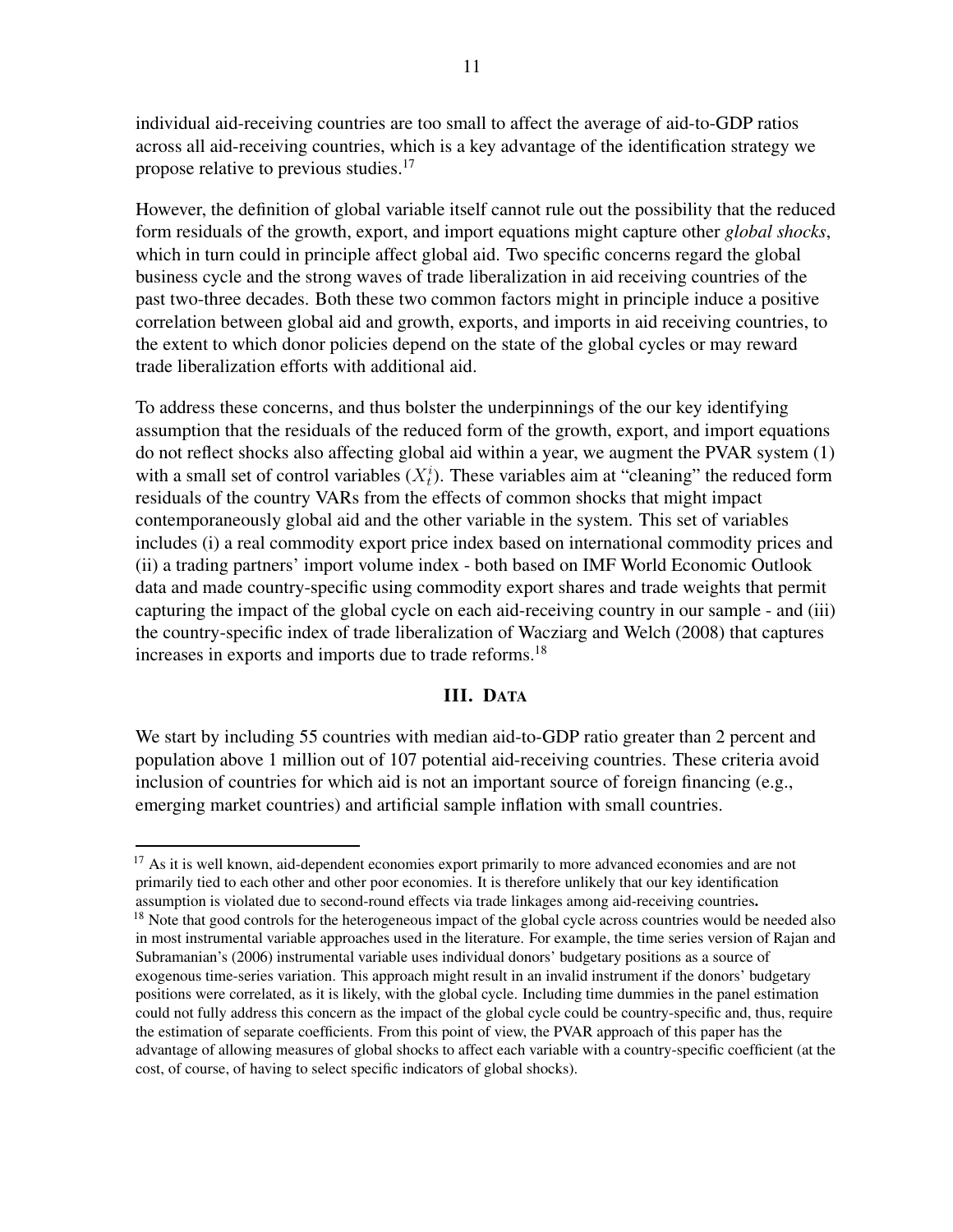individual aid-receiving countries are too small to affect the average of aid-to-GDP ratios across all aid-receiving countries, which is a key advantage of the identification strategy we propose relative to previous studies.[17]

However, the definition of global variable itself cannot rule out the possibility that the reduced form residuals of the growth, export, and import equations might capture other *global shocks*, which in turn could in principle affect global aid. Two specific concerns regard the global business cycle and the strong waves of trade liberalization in aid receiving countries of the past two-three decades. Both these two common factors might in principle induce a positive correlation between global aid and growth, exports, and imports in aid receiving countries, to the extent to which donor policies depend on the state of the global cycles or may reward trade liberalization efforts with additional aid.

To address these concerns, and thus bolster the underpinnings of the our key identifying assumption that the residuals of the reduced form of the growth, export, and import equations do not reflect shocks also affecting global aid within a year, we augment the PVAR system (1) with a small set of control variables ($X_t^i$). These variables aim at "cleaning" the reduced form residuals of the country VARs from the effects of common shocks that might impact contemporaneously global aid and the other variable in the system. This set of variables includes (i) a real commodity export price index based on international commodity prices and (ii) a trading partners' import volume index - both based on IMF World Economic Outlook data and made country-specific using commodity export shares and trade weights that permit capturing the impact of the global cycle on each aid-receiving country in our sample - and (iii) the country-specific index of trade liberalization of Wacziarg and Welch (2008) that captures increases in exports and imports due to trade reforms.[18]

## III. Data

We start by including 55 countries with median aid-to-GDP ratio greater than 2 percent and population above 1 million out of 107 potential aid-receiving countries. These criteria avoid inclusion of countries for which aid is not an important source of foreign financing (e.g., emerging market countries) and artificial sample inflation with small countries.

---

[17] As it is well known, aid-dependent economies export primarily to more advanced economies and are not primarily tied to each other and other poor economies. It is therefore unlikely that our key identification assumption is violated due to second-round effects via trade linkages among aid-receiving countries**.**

[18] Note that good controls for the heterogeneous impact of the global cycle across countries would be needed also in most instrumental variable approaches used in the literature. For example, the time series version of Rajan and Subramanian's (2006) instrumental variable uses individual donors' budgetary positions as a source of exogenous time-series variation. This approach might result in an invalid instrument if the donors' budgetary positions were correlated, as it is likely, with the global cycle. Including time dummies in the panel estimation could not fully address this concern as the impact of the global cycle could be country-specific and, thus, require the estimation of separate coefficients. From this point of view, the PVAR approach of this paper has the advantage of allowing measures of global shocks to affect each variable with a country-specific coefficient (at the cost, of course, of having to select specific indicators of global shocks).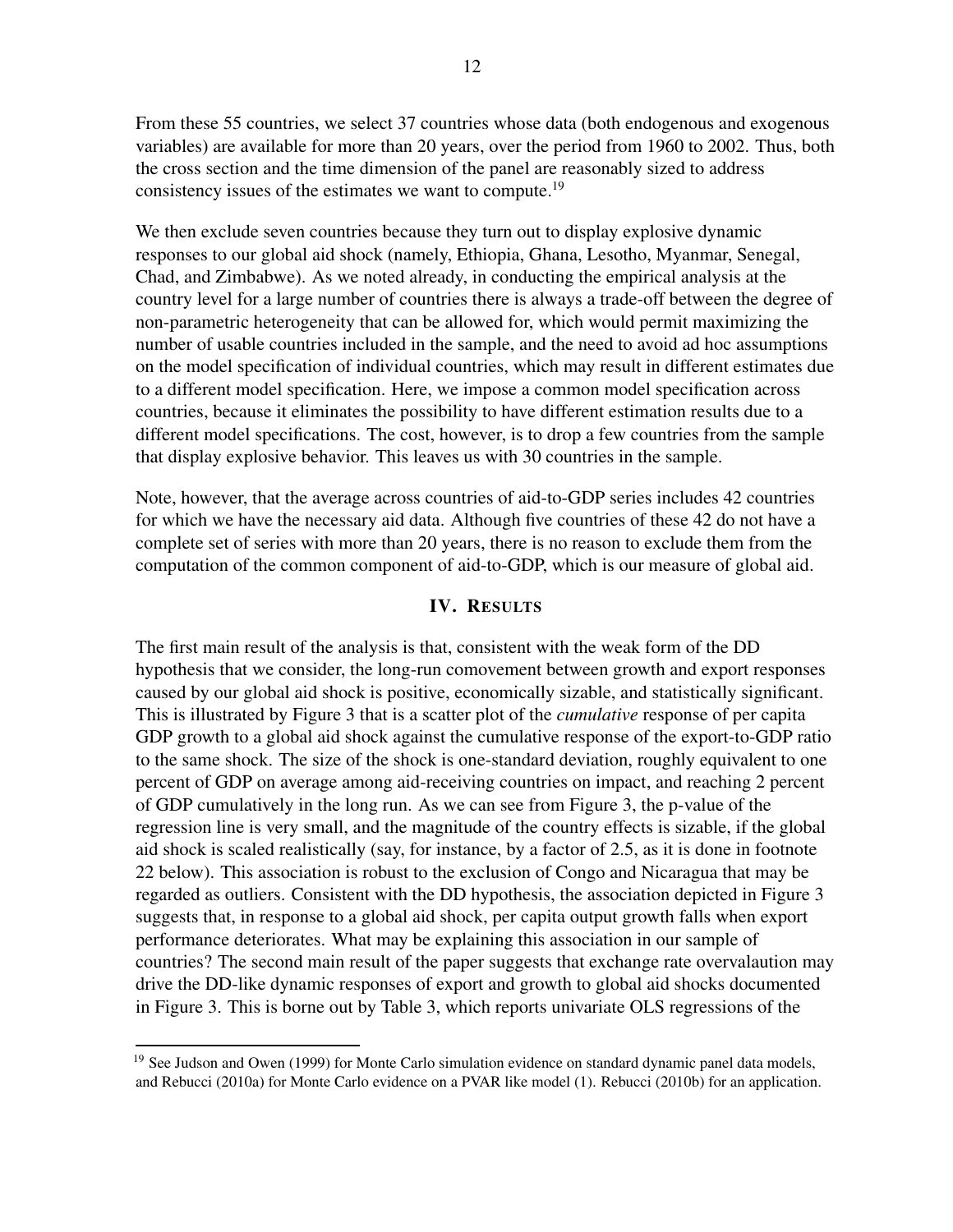From these 55 countries, we select 37 countries whose data (both endogenous and exogenous variables) are available for more than 20 years, over the period from 1960 to 2002. Thus, both the cross section and the time dimension of the panel are reasonably sized to address consistency issues of the estimates we want to compute.[19]

We then exclude seven countries because they turn out to display explosive dynamic responses to our global aid shock (namely, Ethiopia, Ghana, Lesotho, Myanmar, Senegal, Chad, and Zimbabwe). As we noted already, in conducting the empirical analysis at the country level for a large number of countries there is always a trade-off between the degree of non-parametric heterogeneity that can be allowed for, which would permit maximizing the number of usable countries included in the sample, and the need to avoid ad hoc assumptions on the model specification of individual countries, which may result in different estimates due to a different model specification. Here, we impose a common model specification across countries, because it eliminates the possibility to have different estimation results due to a different model specifications. The cost, however, is to drop a few countries from the sample that display explosive behavior. This leaves us with 30 countries in the sample.

Note, however, that the average across countries of aid-to-GDP series includes 42 countries for which we have the necessary aid data. Although five countries of these 42 do not have a complete set of series with more than 20 years, there is no reason to exclude them from the computation of the common component of aid-to-GDP, which is our measure of global aid.

## IV. Results

The first main result of the analysis is that, consistent with the weak form of the DD hypothesis that we consider, the long-run comovement between growth and export responses caused by our global aid shock is positive, economically sizable, and statistically significant. This is illustrated by Figure 3 that is a scatter plot of the *cumulative* response of per capita GDP growth to a global aid shock against the cumulative response of the export-to-GDP ratio to the same shock. The size of the shock is one-standard deviation, roughly equivalent to one percent of GDP on average among aid-receiving countries on impact, and reaching 2 percent of GDP cumulatively in the long run. As we can see from Figure 3, the p-value of the regression line is very small, and the magnitude of the country effects is sizable, if the global aid shock is scaled realistically (say, for instance, by a factor of 2.5, as it is done in footnote 22 below). This association is robust to the exclusion of Congo and Nicaragua that may be regarded as outliers. Consistent with the DD hypothesis, the association depicted in Figure 3 suggests that, in response to a global aid shock, per capita output growth falls when export performance deteriorates. What may be explaining this association in our sample of countries? The second main result of the paper suggests that exchange rate overvalaution may drive the DD-like dynamic responses of export and growth to global aid shocks documented in Figure 3. This is borne out by Table 3, which reports univariate OLS regressions of the

---

[19] See Judson and Owen (1999) for Monte Carlo simulation evidence on standard dynamic panel data models, and Rebucci (2010a) for Monte Carlo evidence on a PVAR like model (1). Rebucci (2010b) for an application.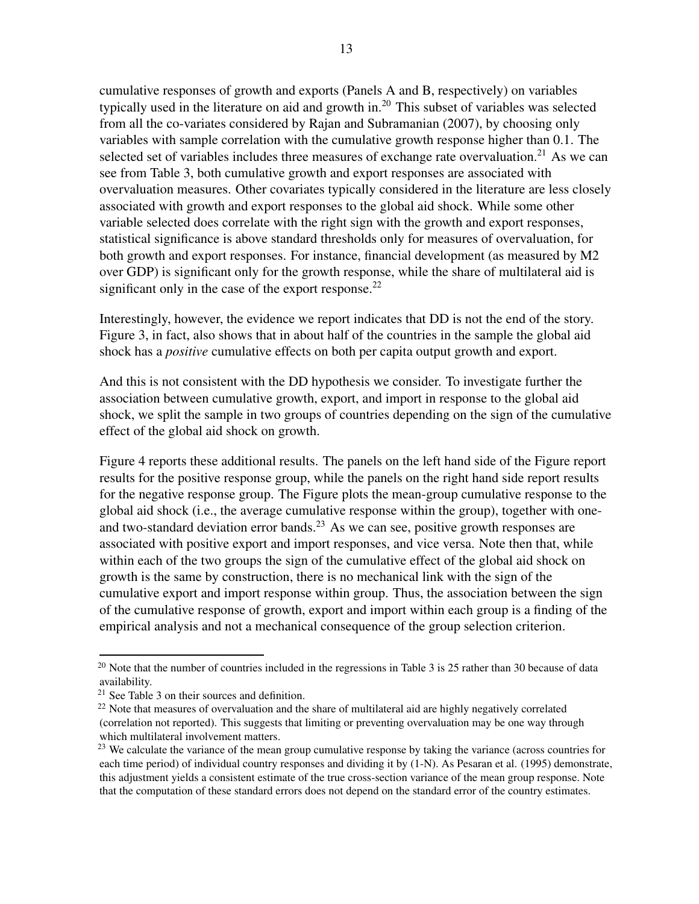cumulative responses of growth and exports (Panels A and B, respectively) on variables typically used in the literature on aid and growth in.[20] This subset of variables was selected from all the co-variates considered by Rajan and Subramanian (2007), by choosing only variables with sample correlation with the cumulative growth response higher than 0.1. The selected set of variables includes three measures of exchange rate overvaluation.[21] As we can see from Table 3, both cumulative growth and export responses are associated with overvaluation measures. Other covariates typically considered in the literature are less closely associated with growth and export responses to the global aid shock. While some other variable selected does correlate with the right sign with the growth and export responses, statistical significance is above standard thresholds only for measures of overvaluation, for both growth and export responses. For instance, financial development (as measured by M2 over GDP) is significant only for the growth response, while the share of multilateral aid is significant only in the case of the export response.[22]

Interestingly, however, the evidence we report indicates that DD is not the end of the story. Figure 3, in fact, also shows that in about half of the countries in the sample the global aid shock has a *positive* cumulative effects on both per capita output growth and export.

And this is not consistent with the DD hypothesis we consider. To investigate further the association between cumulative growth, export, and import in response to the global aid shock, we split the sample in two groups of countries depending on the sign of the cumulative effect of the global aid shock on growth.

Figure 4 reports these additional results. The panels on the left hand side of the Figure report results for the positive response group, while the panels on the right hand side report results for the negative response group. The Figure plots the mean-group cumulative response to the global aid shock (i.e., the average cumulative response within the group), together with one- and two-standard deviation error bands.[23] As we can see, positive growth responses are associated with positive export and import responses, and vice versa. Note then that, while within each of the two groups the sign of the cumulative effect of the global aid shock on growth is the same by construction, there is no mechanical link with the sign of the cumulative export and import response within group. Thus, the association between the sign of the cumulative response of growth, export and import within each group is a finding of the empirical analysis and not a mechanical consequence of the group selection criterion.

---

[20] Note that the number of countries included in the regressions in Table 3 is 25 rather than 30 because of data availability.

[21] See Table 3 on their sources and definition.

[22] Note that measures of overvaluation and the share of multilateral aid are highly negatively correlated (correlation not reported). This suggests that limiting or preventing overvaluation may be one way through which multilateral involvement matters.

[23] We calculate the variance of the mean group cumulative response by taking the variance (across countries for each time period) of individual country responses and dividing it by (1-N). As Pesaran et al. (1995) demonstrate, this adjustment yields a consistent estimate of the true cross-section variance of the mean group response. Note that the computation of these standard errors does not depend on the standard error of the country estimates.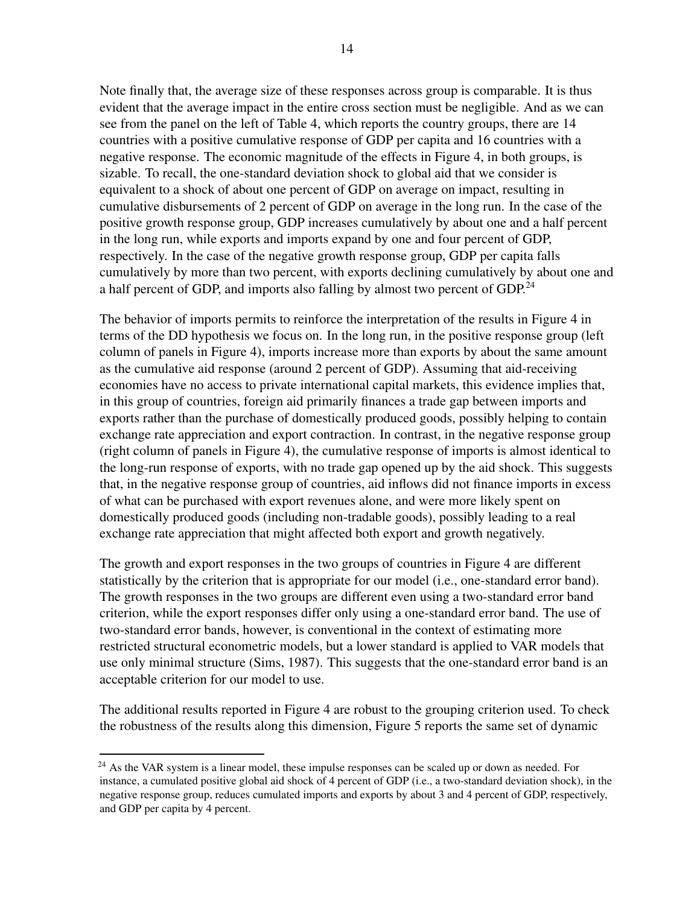Note finally that, the average size of these responses across group is comparable. It is thus evident that the average impact in the entire cross section must be negligible. And as we can see from the panel on the left of Table 4, which reports the country groups, there are 14 countries with a positive cumulative response of GDP per capita and 16 countries with a negative response. The economic magnitude of the effects in Figure 4, in both groups, is sizable. To recall, the one-standard deviation shock to global aid that we consider is equivalent to a shock of about one percent of GDP on average on impact, resulting in cumulative disbursements of 2 percent of GDP on average in the long run. In the case of the positive growth response group, GDP increases cumulatively by about one and a half percent in the long run, while exports and imports expand by one and four percent of GDP, respectively. In the case of the negative growth response group, GDP per capita falls cumulatively by more than two percent, with exports declining cumulatively by about one and a half percent of GDP, and imports also falling by almost two percent of GDP.[24]

The behavior of imports permits to reinforce the interpretation of the results in Figure 4 in terms of the DD hypothesis we focus on. In the long run, in the positive response group (left column of panels in Figure 4), imports increase more than exports by about the same amount as the cumulative aid response (around 2 percent of GDP). Assuming that aid-receiving economies have no access to private international capital markets, this evidence implies that, in this group of countries, foreign aid primarily finances a trade gap between imports and exports rather than the purchase of domestically produced goods, possibly helping to contain exchange rate appreciation and export contraction. In contrast, in the negative response group (right column of panels in Figure 4), the cumulative response of imports is almost identical to the long-run response of exports, with no trade gap opened up by the aid shock. This suggests that, in the negative response group of countries, aid inflows did not finance imports in excess of what can be purchased with export revenues alone, and were more likely spent on domestically produced goods (including non-tradable goods), possibly leading to a real exchange rate appreciation that might affected both export and growth negatively.

The growth and export responses in the two groups of countries in Figure 4 are different statistically by the criterion that is appropriate for our model (i.e., one-standard error band). The growth responses in the two groups are different even using a two-standard error band criterion, while the export responses differ only using a one-standard error band. The use of two-standard error bands, however, is conventional in the context of estimating more restricted structural econometric models, but a lower standard is applied to VAR models that use only minimal structure (Sims, 1987). This suggests that the one-standard error band is an acceptable criterion for our model to use.

The additional results reported in Figure 4 are robust to the grouping criterion used. To check the robustness of the results along this dimension, Figure 5 reports the same set of dynamic

[24] As the VAR system is a linear model, these impulse responses can be scaled up or down as needed. For instance, a cumulated positive global aid shock of 4 percent of GDP (i.e., a two-standard deviation shock), in the negative response group, reduces cumulated imports and exports by about 3 and 4 percent of GDP, respectively, and GDP per capita by 4 percent.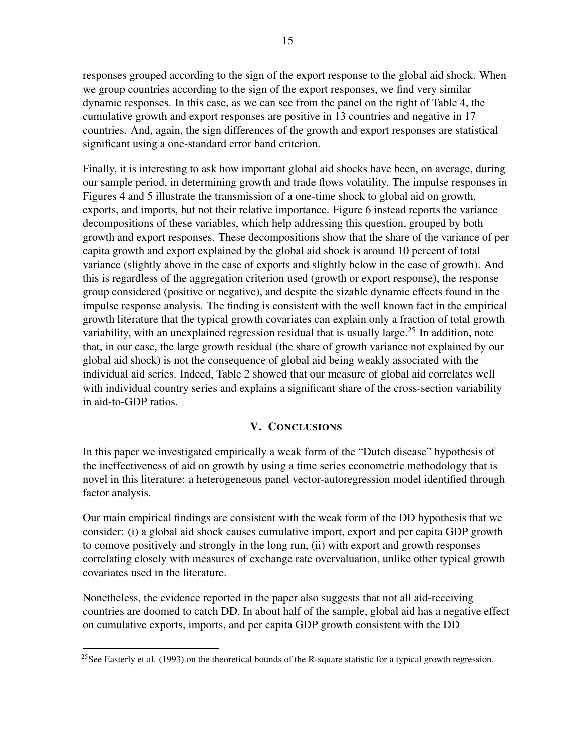responses grouped according to the sign of the export response to the global aid shock. When we group countries according to the sign of the export responses, we find very similar dynamic responses. In this case, as we can see from the panel on the right of Table 4, the cumulative growth and export responses are positive in 13 countries and negative in 17 countries. And, again, the sign differences of the growth and export responses are statistical significant using a one-standard error band criterion.

Finally, it is interesting to ask how important global aid shocks have been, on average, during our sample period, in determining growth and trade flows volatility. The impulse responses in Figures 4 and 5 illustrate the transmission of a one-time shock to global aid on growth, exports, and imports, but not their relative importance. Figure 6 instead reports the variance decompositions of these variables, which help addressing this question, grouped by both growth and export responses. These decompositions show that the share of the variance of per capita growth and export explained by the global aid shock is around 10 percent of total variance (slightly above in the case of exports and slightly below in the case of growth). And this is regardless of the aggregation criterion used (growth or export response), the response group considered (positive or negative), and despite the sizable dynamic effects found in the impulse response analysis. The finding is consistent with the well known fact in the empirical growth literature that the typical growth covariates can explain only a fraction of total growth variability, with an unexplained regression residual that is usually large.[25] In addition, note that, in our case, the large growth residual (the share of growth variance not explained by our global aid shock) is not the consequence of global aid being weakly associated with the individual aid series. Indeed, Table 2 showed that our measure of global aid correlates well with individual country series and explains a significant share of the cross-section variability in aid-to-GDP ratios.

## V. CONCLUSIONS

In this paper we investigated empirically a weak form of the "Dutch disease" hypothesis of the ineffectiveness of aid on growth by using a time series econometric methodology that is novel in this literature: a heterogeneous panel vector-autoregression model identified through factor analysis.

Our main empirical findings are consistent with the weak form of the DD hypothesis that we consider: (i) a global aid shock causes cumulative import, export and per capita GDP growth to comove positively and strongly in the long run, (ii) with export and growth responses correlating closely with measures of exchange rate overvaluation, unlike other typical growth covariates used in the literature.

Nonetheless, the evidence reported in the paper also suggests that not all aid-receiving countries are doomed to catch DD. In about half of the sample, global aid has a negative effect on cumulative exports, imports, and per capita GDP growth consistent with the DD

[25] See Easterly et al. (1993) on the theoretical bounds of the R-square statistic for a typical growth regression.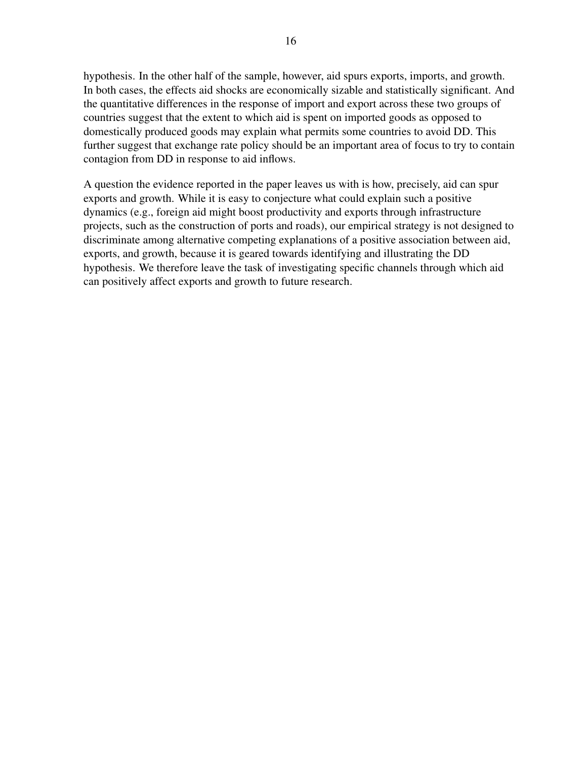hypothesis. In the other half of the sample, however, aid spurs exports, imports, and growth. In both cases, the effects aid shocks are economically sizable and statistically significant. And the quantitative differences in the response of import and export across these two groups of countries suggest that the extent to which aid is spent on imported goods as opposed to domestically produced goods may explain what permits some countries to avoid DD. This further suggest that exchange rate policy should be an important area of focus to try to contain contagion from DD in response to aid inflows.

A question the evidence reported in the paper leaves us with is how, precisely, aid can spur exports and growth. While it is easy to conjecture what could explain such a positive dynamics (e.g., foreign aid might boost productivity and exports through infrastructure projects, such as the construction of ports and roads), our empirical strategy is not designed to discriminate among alternative competing explanations of a positive association between aid, exports, and growth, because it is geared towards identifying and illustrating the DD hypothesis. We therefore leave the task of investigating specific channels through which aid can positively affect exports and growth to future research.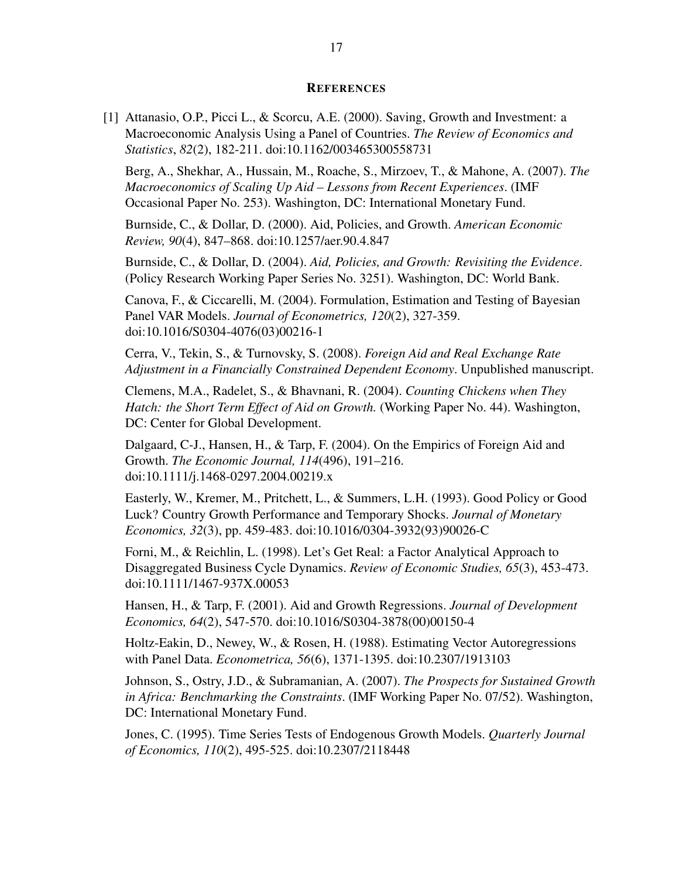## REFERENCES

[1] Attanasio, O.P., Picci L., & Scorcu, A.E. (2000). Saving, Growth and Investment: a Macroeconomic Analysis Using a Panel of Countries. *The Review of Economics and Statistics*, *82*(2), 182-211. doi:10.1162/003465300558731

Berg, A., Shekhar, A., Hussain, M., Roache, S., Mirzoev, T., & Mahone, A. (2007). *The Macroeconomics of Scaling Up Aid – Lessons from Recent Experiences*. (IMF Occasional Paper No. 253). Washington, DC: International Monetary Fund.

Burnside, C., & Dollar, D. (2000). Aid, Policies, and Growth. *American Economic Review, 90*(4), 847–868. doi:10.1257/aer.90.4.847

Burnside, C., & Dollar, D. (2004). *Aid, Policies, and Growth: Revisiting the Evidence*. (Policy Research Working Paper Series No. 3251). Washington, DC: World Bank.

Canova, F., & Ciccarelli, M. (2004). Formulation, Estimation and Testing of Bayesian Panel VAR Models. *Journal of Econometrics, 120*(2), 327-359. doi:10.1016/S0304-4076(03)00216-1

Cerra, V., Tekin, S., & Turnovsky, S. (2008). *Foreign Aid and Real Exchange Rate Adjustment in a Financially Constrained Dependent Economy*. Unpublished manuscript.

Clemens, M.A., Radelet, S., & Bhavnani, R. (2004). *Counting Chickens when They Hatch: the Short Term Effect of Aid on Growth.* (Working Paper No. 44). Washington, DC: Center for Global Development.

Dalgaard, C-J., Hansen, H., & Tarp, F. (2004). On the Empirics of Foreign Aid and Growth. *The Economic Journal, 114*(496), 191–216. doi:10.1111/j.1468-0297.2004.00219.x

Easterly, W., Kremer, M., Pritchett, L., & Summers, L.H. (1993). Good Policy or Good Luck? Country Growth Performance and Temporary Shocks. *Journal of Monetary Economics, 32*(3), pp. 459-483. doi:10.1016/0304-3932(93)90026-C

Forni, M., & Reichlin, L. (1998). Let's Get Real: a Factor Analytical Approach to Disaggregated Business Cycle Dynamics. *Review of Economic Studies, 65*(3), 453-473. doi:10.1111/1467-937X.00053

Hansen, H., & Tarp, F. (2001). Aid and Growth Regressions. *Journal of Development Economics, 64*(2), 547-570. doi:10.1016/S0304-3878(00)00150-4

Holtz-Eakin, D., Newey, W., & Rosen, H. (1988). Estimating Vector Autoregressions with Panel Data. *Econometrica, 56*(6), 1371-1395. doi:10.2307/1913103

Johnson, S., Ostry, J.D., & Subramanian, A. (2007). *The Prospects for Sustained Growth in Africa: Benchmarking the Constraints*. (IMF Working Paper No. 07/52). Washington, DC: International Monetary Fund.

Jones, C. (1995). Time Series Tests of Endogenous Growth Models. *Quarterly Journal of Economics, 110*(2), 495-525. doi:10.2307/2118448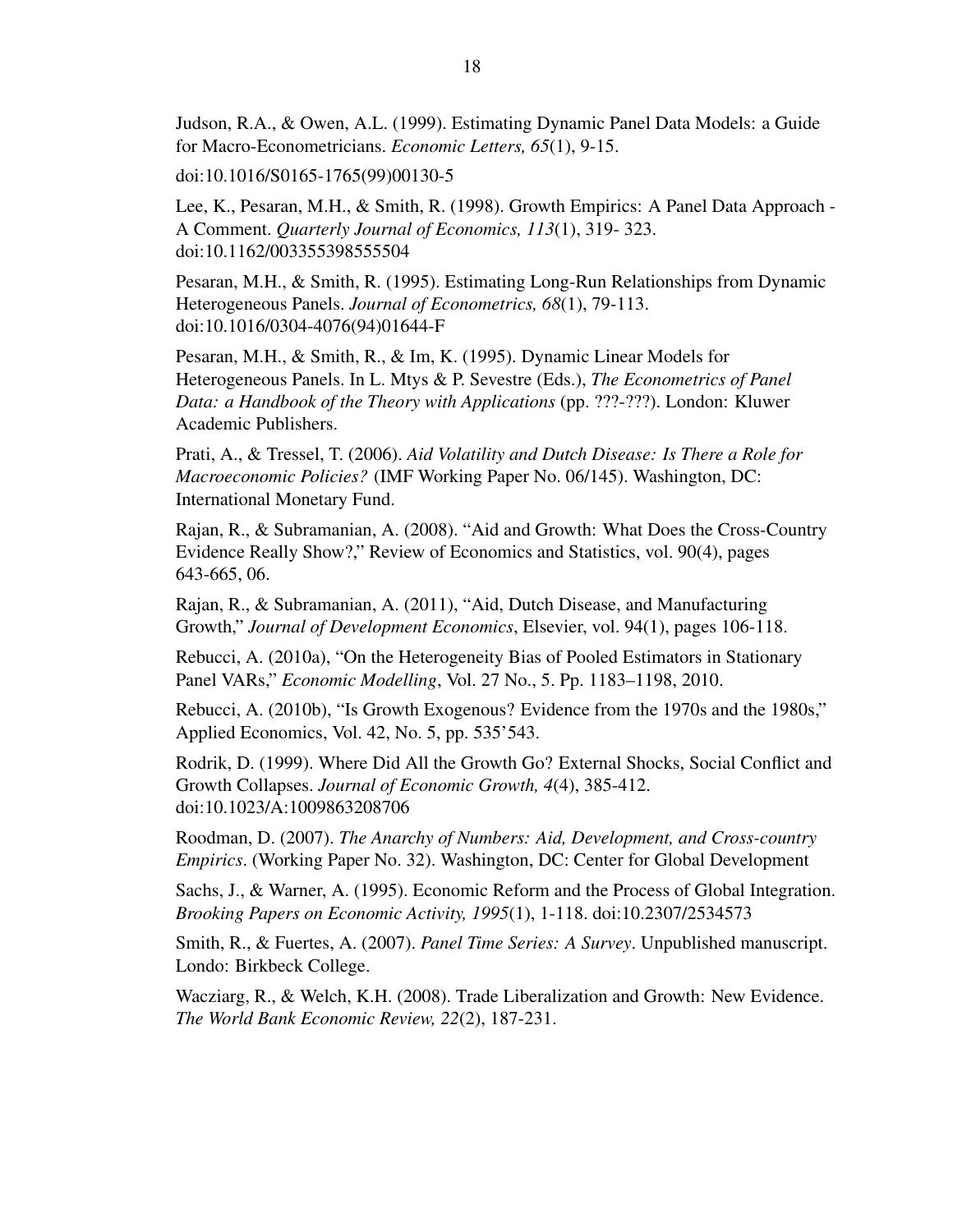Judson, R.A., & Owen, A.L. (1999). Estimating Dynamic Panel Data Models: a Guide for Macro-Econometricians. *Economic Letters, 65*(1), 9-15.

doi:10.1016/S0165-1765(99)00130-5

Lee, K., Pesaran, M.H., & Smith, R. (1998). Growth Empirics: A Panel Data Approach - A Comment. *Quarterly Journal of Economics, 113*(1), 319- 323. doi:10.1162/003355398555504

Pesaran, M.H., & Smith, R. (1995). Estimating Long-Run Relationships from Dynamic Heterogeneous Panels. *Journal of Econometrics, 68*(1), 79-113. doi:10.1016/0304-4076(94)01644-F

Pesaran, M.H., & Smith, R., & Im, K. (1995). Dynamic Linear Models for Heterogeneous Panels. In L. Mtys & P. Sevestre (Eds.), *The Econometrics of Panel Data: a Handbook of the Theory with Applications* (pp. ???-???). London: Kluwer Academic Publishers.

Prati, A., & Tressel, T. (2006). *Aid Volatility and Dutch Disease: Is There a Role for Macroeconomic Policies?* (IMF Working Paper No. 06/145). Washington, DC: International Monetary Fund.

Rajan, R., & Subramanian, A. (2008). "Aid and Growth: What Does the Cross-Country Evidence Really Show?," Review of Economics and Statistics, vol. 90(4), pages 643-665, 06.

Rajan, R., & Subramanian, A. (2011), "Aid, Dutch Disease, and Manufacturing Growth," *Journal of Development Economics*, Elsevier, vol. 94(1), pages 106-118.

Rebucci, A. (2010a), "On the Heterogeneity Bias of Pooled Estimators in Stationary Panel VARs," *Economic Modelling*, Vol. 27 No., 5. Pp. 1183–1198, 2010.

Rebucci, A. (2010b), "Is Growth Exogenous? Evidence from the 1970s and the 1980s," Applied Economics, Vol. 42, No. 5, pp. 535'543.

Rodrik, D. (1999). Where Did All the Growth Go? External Shocks, Social Conflict and Growth Collapses. *Journal of Economic Growth, 4*(4), 385-412. doi:10.1023/A:1009863208706

Roodman, D. (2007). *The Anarchy of Numbers: Aid, Development, and Cross-country Empirics*. (Working Paper No. 32). Washington, DC: Center for Global Development

Sachs, J., & Warner, A. (1995). Economic Reform and the Process of Global Integration. *Brooking Papers on Economic Activity, 1995*(1), 1-118. doi:10.2307/2534573

Smith, R., & Fuertes, A. (2007). *Panel Time Series: A Survey*. Unpublished manuscript. Londo: Birkbeck College.

Wacziarg, R., & Welch, K.H. (2008). Trade Liberalization and Growth: New Evidence. *The World Bank Economic Review, 22*(2), 187-231.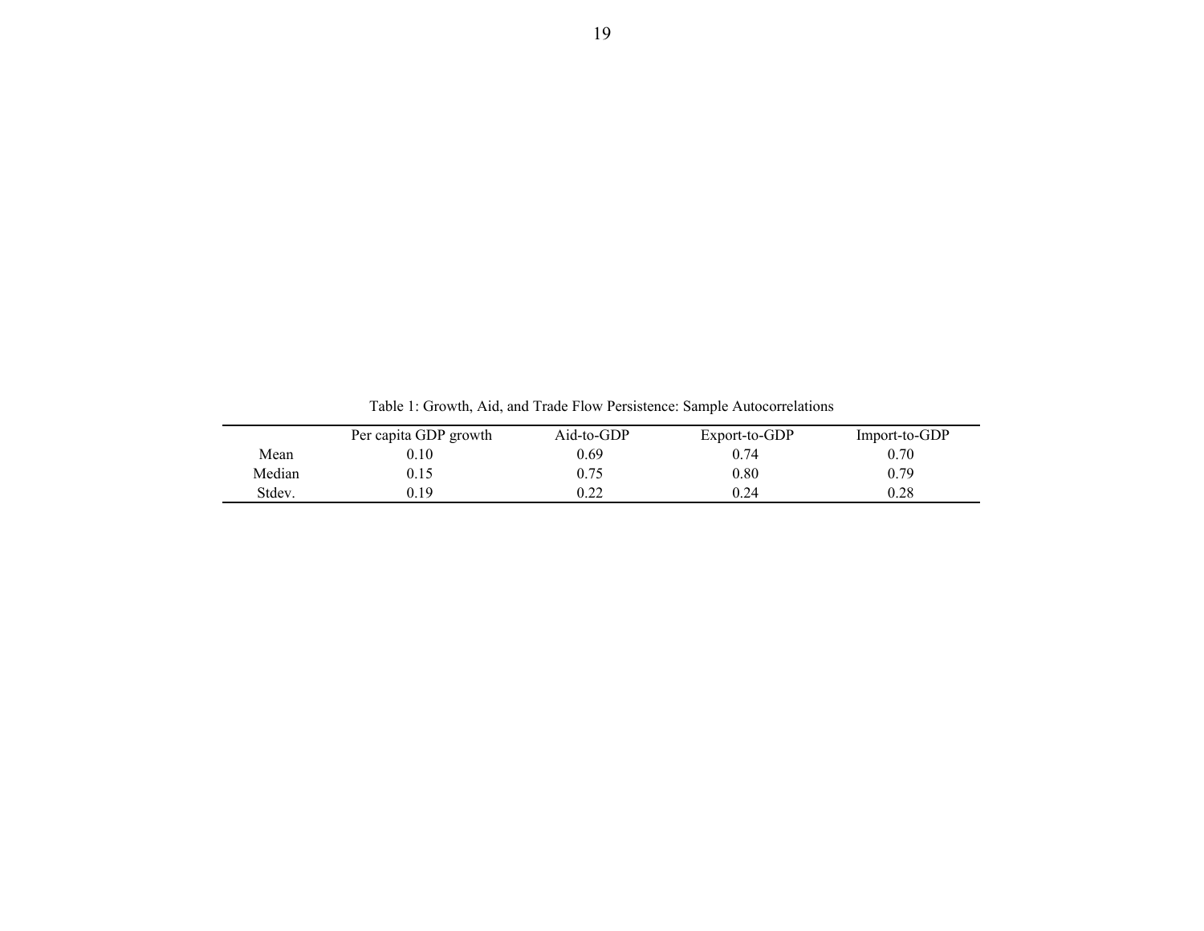Table 1: Growth, Aid, and Trade Flow Persistence: Sample Autocorrelations

| | Per capita GDP growth | Aid-to-GDP | Export-to-GDP | Import-to-GDP |
|---|---|---|---|---|
| Mean | 0.10 | 0.69 | 0.74 | 0.70 |
| Median | 0.15 | 0.75 | 0.80 | 0.79 |
| Stdev. | 0.19 | 0.22 | 0.24 | 0.28 |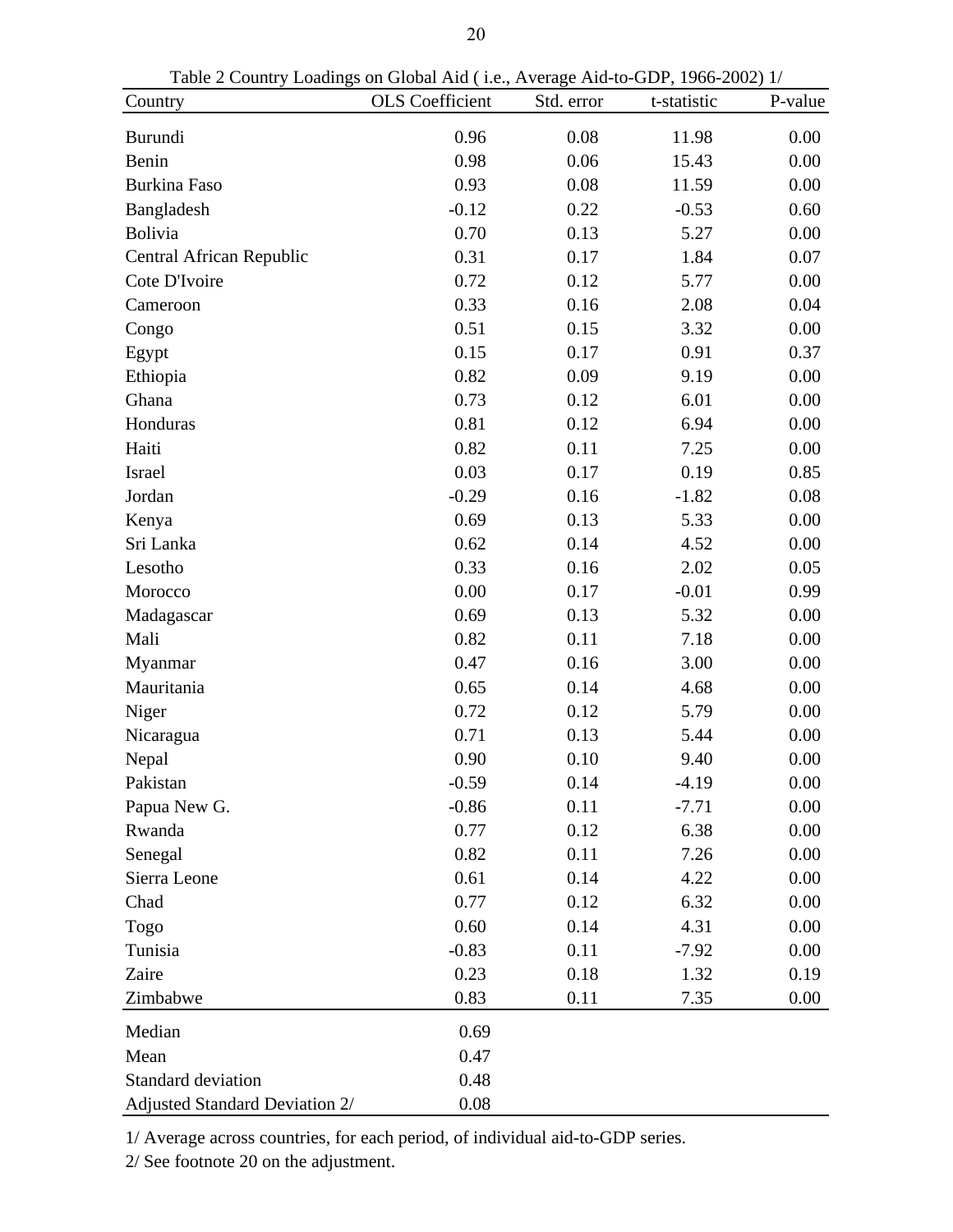Table 2 Country Loadings on Global Aid ( i.e., Average Aid-to-GDP, 1966-2002) 1/

| Country | OLS Coefficient | Std. error | t-statistic | P-value |
|---|---|---|---|---|
| Burundi | 0.96 | 0.08 | 11.98 | 0.00 |
| Benin | 0.98 | 0.06 | 15.43 | 0.00 |
| Burkina Faso | 0.93 | 0.08 | 11.59 | 0.00 |
| Bangladesh | -0.12 | 0.22 | -0.53 | 0.60 |
| Bolivia | 0.70 | 0.13 | 5.27 | 0.00 |
| Central African Republic | 0.31 | 0.17 | 1.84 | 0.07 |
| Cote D'Ivoire | 0.72 | 0.12 | 5.77 | 0.00 |
| Cameroon | 0.33 | 0.16 | 2.08 | 0.04 |
| Congo | 0.51 | 0.15 | 3.32 | 0.00 |
| Egypt | 0.15 | 0.17 | 0.91 | 0.37 |
| Ethiopia | 0.82 | 0.09 | 9.19 | 0.00 |
| Ghana | 0.73 | 0.12 | 6.01 | 0.00 |
| Honduras | 0.81 | 0.12 | 6.94 | 0.00 |
| Haiti | 0.82 | 0.11 | 7.25 | 0.00 |
| Israel | 0.03 | 0.17 | 0.19 | 0.85 |
| Jordan | -0.29 | 0.16 | -1.82 | 0.08 |
| Kenya | 0.69 | 0.13 | 5.33 | 0.00 |
| Sri Lanka | 0.62 | 0.14 | 4.52 | 0.00 |
| Lesotho | 0.33 | 0.16 | 2.02 | 0.05 |
| Morocco | 0.00 | 0.17 | -0.01 | 0.99 |
| Madagascar | 0.69 | 0.13 | 5.32 | 0.00 |
| Mali | 0.82 | 0.11 | 7.18 | 0.00 |
| Myanmar | 0.47 | 0.16 | 3.00 | 0.00 |
| Mauritania | 0.65 | 0.14 | 4.68 | 0.00 |
| Niger | 0.72 | 0.12 | 5.79 | 0.00 |
| Nicaragua | 0.71 | 0.13 | 5.44 | 0.00 |
| Nepal | 0.90 | 0.10 | 9.40 | 0.00 |
| Pakistan | -0.59 | 0.14 | -4.19 | 0.00 |
| Papua New G. | -0.86 | 0.11 | -7.71 | 0.00 |
| Rwanda | 0.77 | 0.12 | 6.38 | 0.00 |
| Senegal | 0.82 | 0.11 | 7.26 | 0.00 |
| Sierra Leone | 0.61 | 0.14 | 4.22 | 0.00 |
| Chad | 0.77 | 0.12 | 6.32 | 0.00 |
| Togo | 0.60 | 0.14 | 4.31 | 0.00 |
| Tunisia | -0.83 | 0.11 | -7.92 | 0.00 |
| Zaire | 0.23 | 0.18 | 1.32 | 0.19 |
| Zimbabwe | 0.83 | 0.11 | 7.35 | 0.00 |
| Median | 0.69 | | | |
| Mean | 0.47 | | | |
| Standard deviation | 0.48 | | | |
| Adjusted Standard Deviation 2/ | 0.08 | | | |

1/ Average across countries, for each period, of individual aid-to-GDP series.

2/ See footnote 20 on the adjustment.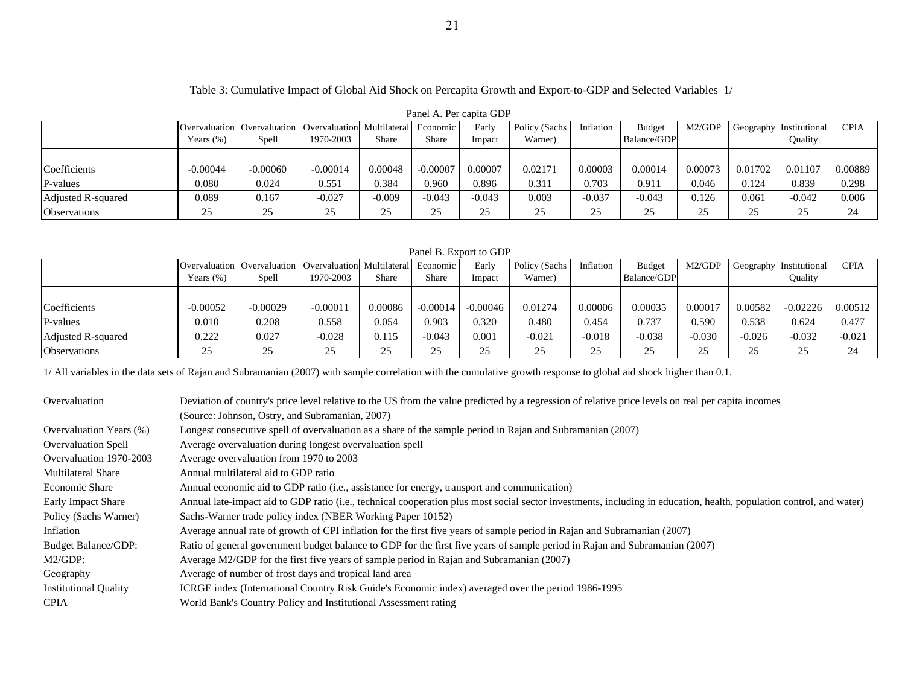Table 3: Cumulative Impact of Global Aid Shock on Percapita Growth and Export-to-GDP and Selected Variables 1/

Panel A. Per capita GDP

| | Overvaluation Years (%) | Overvaluation Spell | Overvaluation 1970-2003 | Multilateral Share | Economic Share | Early Impact | Policy (Sachs Warner) | Inflation | Budget Balance/GDP | M2/GDP | Geography | Institutional Quality | CPIA |
|---|---|---|---|---|---|---|---|---|---|---|---|---|---|
| Coefficients | -0.00044 | -0.00060 | -0.00014 | 0.00048 | -0.00007 | 0.00007 | 0.02171 | 0.00003 | 0.00014 | 0.00073 | 0.01702 | 0.01107 | 0.00889 |
| P-values | 0.080 | 0.024 | 0.551 | 0.384 | 0.960 | 0.896 | 0.311 | 0.703 | 0.911 | 0.046 | 0.124 | 0.839 | 0.298 |
| Adjusted R-squared | 0.089 | 0.167 | -0.027 | -0.009 | -0.043 | -0.043 | 0.003 | -0.037 | -0.043 | 0.126 | 0.061 | -0.042 | 0.006 |
| Observations | 25 | 25 | 25 | 25 | 25 | 25 | 25 | 25 | 25 | 25 | 25 | 25 | 24 |

Panel B. Export to GDP

| | Overvaluation Years (%) | Overvaluation Spell | Overvaluation 1970-2003 | Multilateral Share | Economic Share | Early Impact | Policy (Sachs Warner) | Inflation | Budget Balance/GDP | M2/GDP | Geography | Institutional Quality | CPIA |
|---|---|---|---|---|---|---|---|---|---|---|---|---|---|
| Coefficients | -0.00052 | -0.00029 | -0.00011 | 0.00086 | -0.00014 | -0.00046 | 0.01274 | 0.00006 | 0.00035 | 0.00017 | 0.00582 | -0.02226 | 0.00512 |
| P-values | 0.010 | 0.208 | 0.558 | 0.054 | 0.903 | 0.320 | 0.480 | 0.454 | 0.737 | 0.590 | 0.538 | 0.624 | 0.477 |
| Adjusted R-squared | 0.222 | 0.027 | -0.028 | 0.115 | -0.043 | 0.001 | -0.021 | -0.018 | -0.038 | -0.030 | -0.026 | -0.032 | -0.021 |
| Observations | 25 | 25 | 25 | 25 | 25 | 25 | 25 | 25 | 25 | 25 | 25 | 25 | 24 |

1/ All variables in the data sets of Rajan and Subramanian (2007) with sample correlation with the cumulative growth response to global aid shock higher than 0.1.

| | |
|---|---|
| Overvaluation | Deviation of country's price level relative to the US from the value predicted by a regression of relative price levels on real per capita incomes (Source: Johnson, Ostry, and Subramanian, 2007) |
| Overvaluation Years (%) | Longest consecutive spell of overvaluation as a share of the sample period in Rajan and Subramanian (2007) |
| Overvaluation Spell | Average overvaluation during longest overvaluation spell |
| Overvaluation 1970-2003 | Average overvaluation from 1970 to 2003 |
| Multilateral Share | Annual multilateral aid to GDP ratio |
| Economic Share | Annual economic aid to GDP ratio (i.e., assistance for energy, transport and communication) |
| Early Impact Share | Annual late-impact aid to GDP ratio (i.e., technical cooperation plus most social sector investments, including in education, health, population control, and water) |
| Policy (Sachs Warner) | Sachs-Warner trade policy index (NBER Working Paper 10152) |
| Inflation | Average annual rate of growth of CPI inflation for the first five years of sample period in Rajan and Subramanian (2007) |
| Budget Balance/GDP: | Ratio of general government budget balance to GDP for the first five years of sample period in Rajan and Subramanian (2007) |
| M2/GDP: | Average M2/GDP for the first five years of sample period in Rajan and Subramanian (2007) |
| Geography | Average of number of frost days and tropical land area |
| Institutional Quality | ICRGE index (International Country Risk Guide's Economic index) averaged over the period 1986-1995 |
| CPIA | World Bank's Country Policy and Institutional Assessment rating |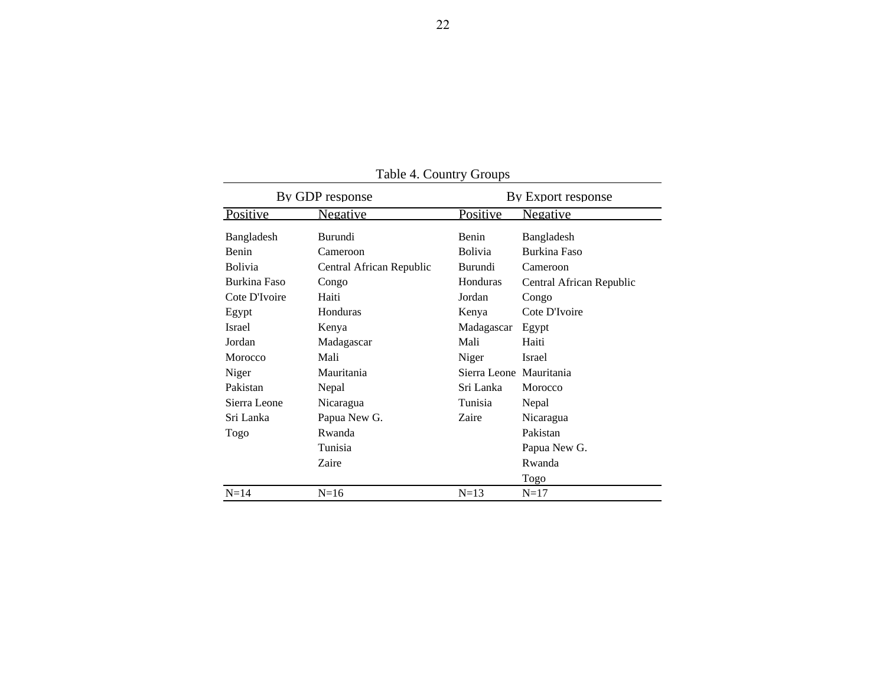Table 4. Country Groups

| By GDP response | | By Export response | |
|---|---|---|---|
| Positive | Negative | Positive | Negative |
| Bangladesh | Burundi | Benin | Bangladesh |
| Benin | Cameroon | Bolivia | Burkina Faso |
| Bolivia | Central African Republic | Burundi | Cameroon |
| Burkina Faso | Congo | Honduras | Central African Republic |
| Cote D'Ivoire | Haiti | Jordan | Congo |
| Egypt | Honduras | Kenya | Cote D'Ivoire |
| Israel | Kenya | Madagascar | Egypt |
| Jordan | Madagascar | Mali | Haiti |
| Morocco | Mali | Niger | Israel |
| Niger | Mauritania | Sierra Leone | Mauritania |
| Pakistan | Nepal | Sri Lanka | Morocco |
| Sierra Leone | Nicaragua | Tunisia | Nepal |
| Sri Lanka | Papua New G. | Zaire | Nicaragua |
| Togo | Rwanda | | Pakistan |
| | Tunisia | | Papua New G. |
| | Zaire | | Rwanda |
| | | | Togo |
| N=14 | N=16 | N=13 | N=17 |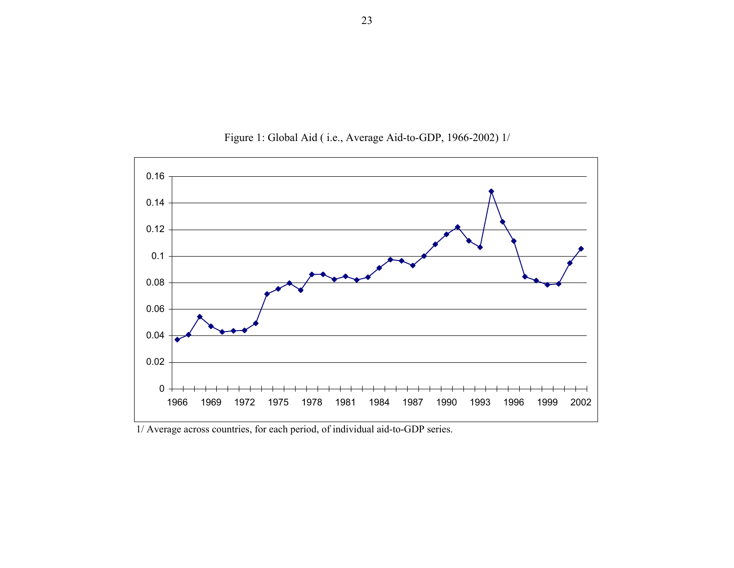Figure 1: Global Aid ( i.e., Average Aid-to-GDP, 1966-2002) 1/

1/ Average across countries, for each period, of individual aid-to-GDP series.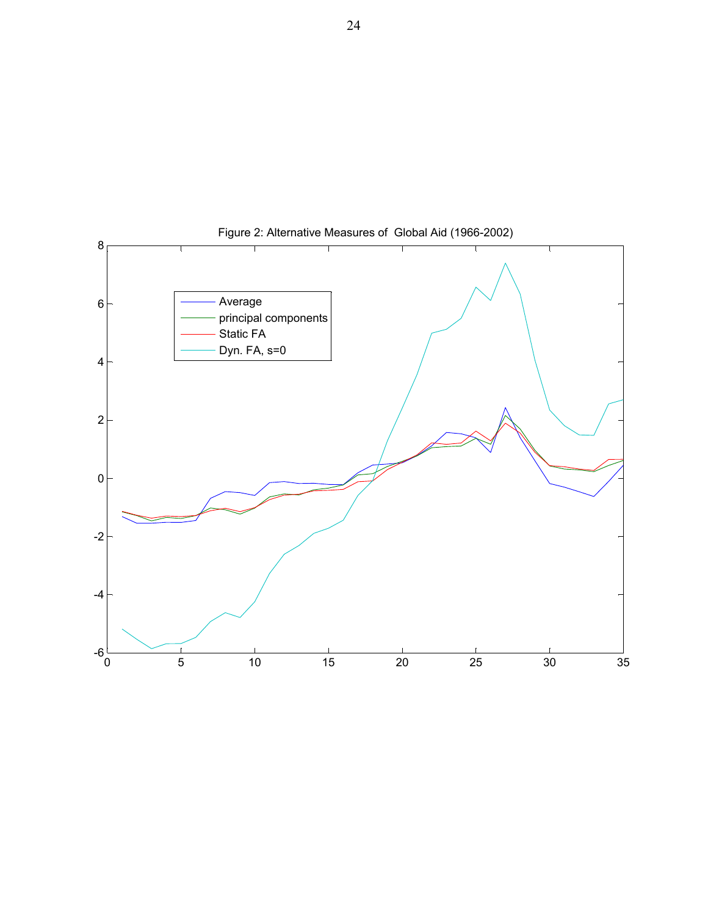Figure 2: Alternative Measures of Global Aid (1966-2002)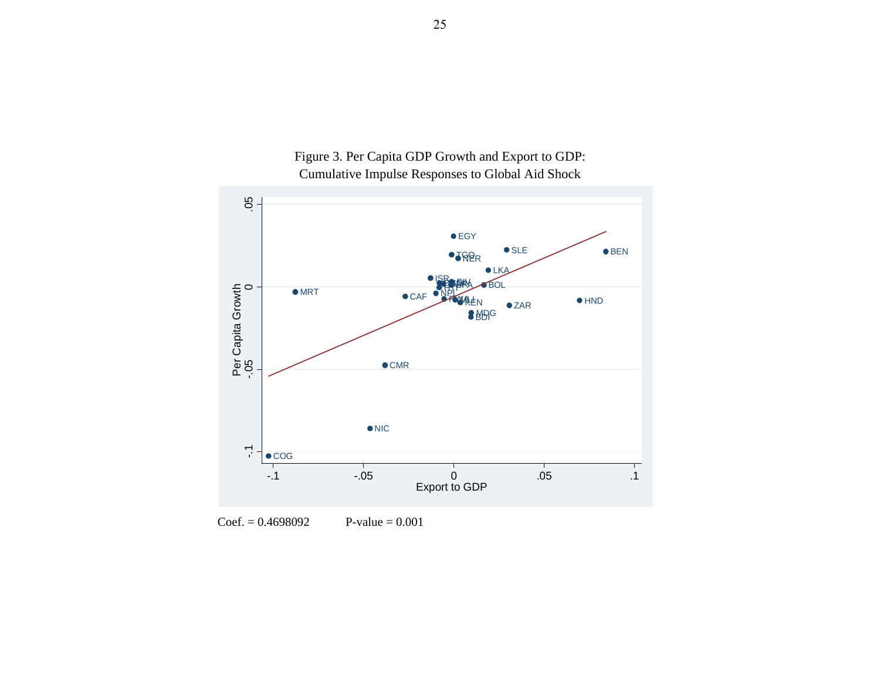Figure 3. Per Capita GDP Growth and Export to GDP:
Cumulative Impulse Responses to Global Aid Shock

Coef. = 0.4698092 P-value = 0.001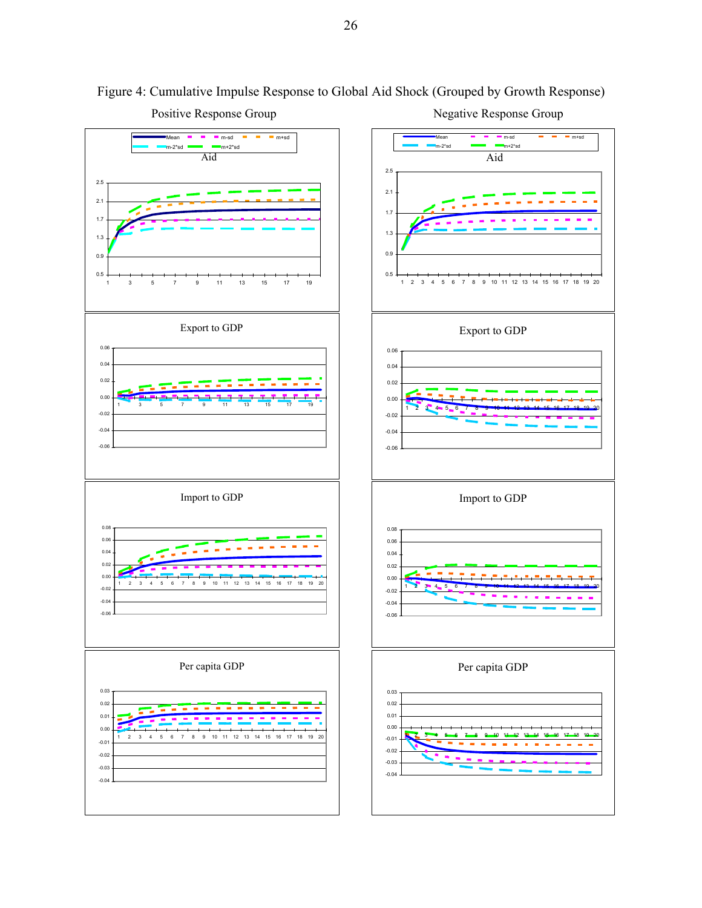Figure 4: Cumulative Impulse Response to Global Aid Shock (Grouped by Growth Response)

Positive Response Group

Negative Response Group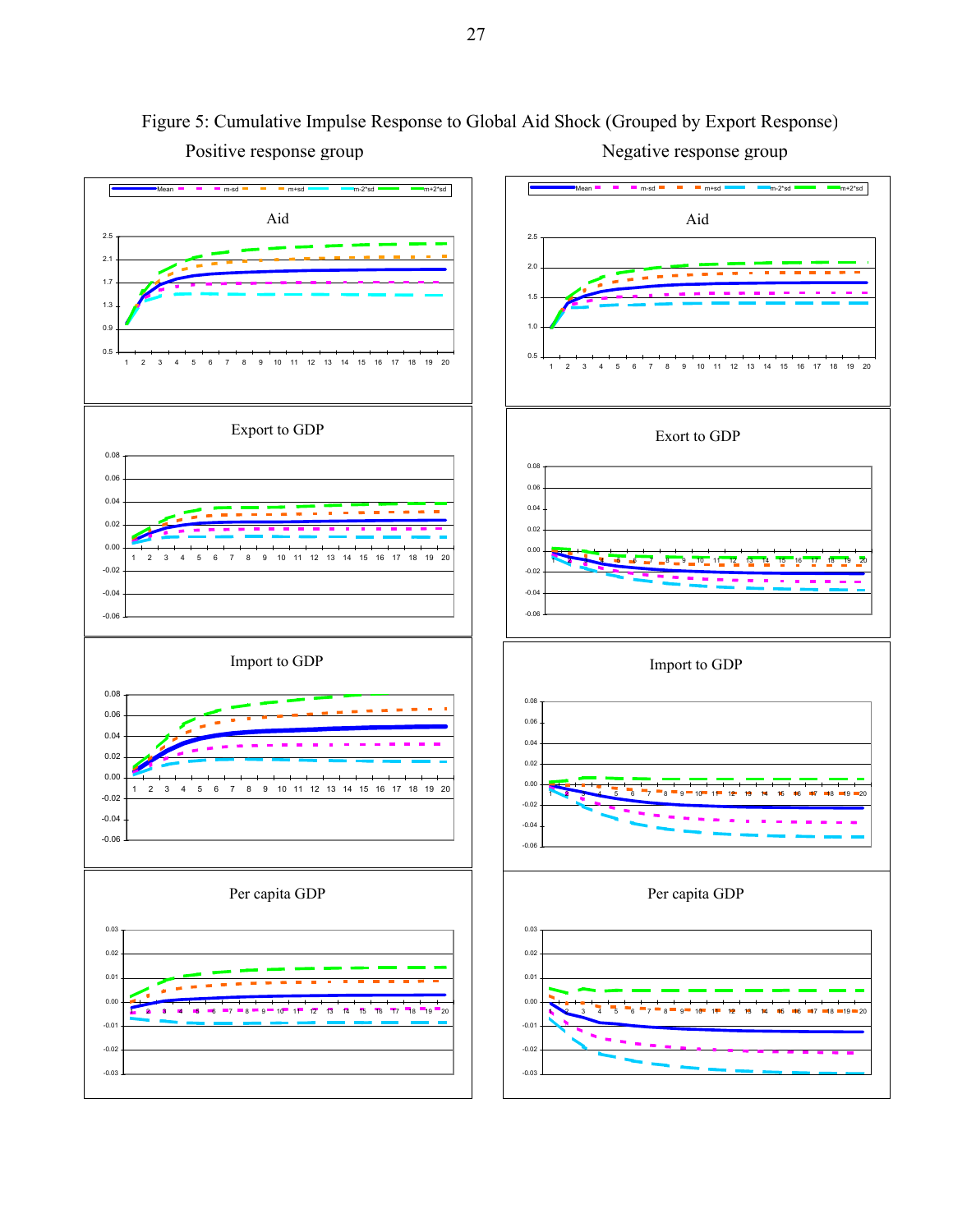Figure 5: Cumulative Impulse Response to Global Aid Shock (Grouped by Export Response)

Positive response group

Negative response group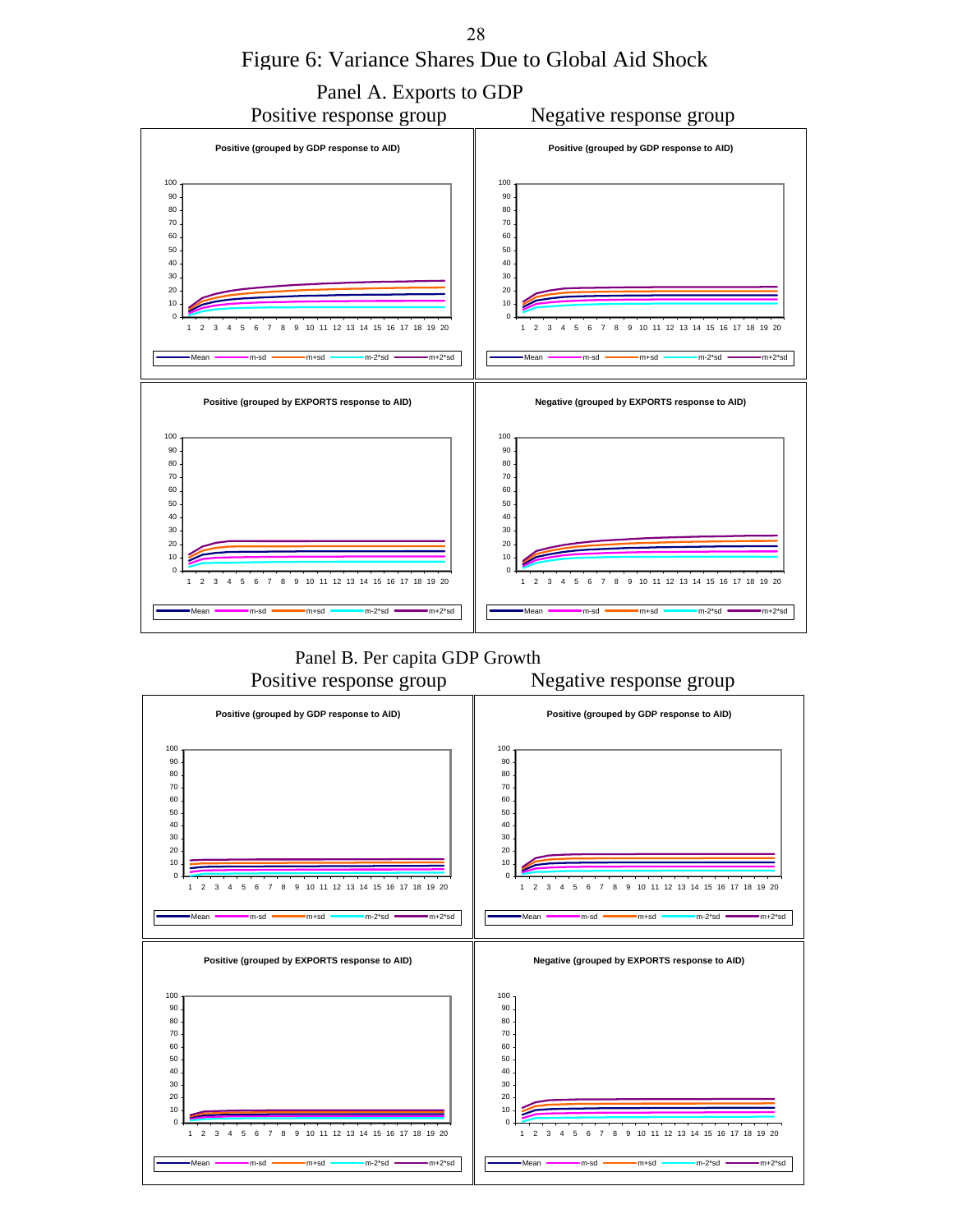# Figure 6: Variance Shares Due to Global Aid Shock

## Panel A. Exports to GDP

Positive response group

Negative response group

Positive (grouped by GDP response to AID)

100
90
80
70
60
50
40
30
20
10
0

1 2 3 4 5 6 7 8 9 10 11 12 13 14 15 16 17 18 19 20

Mean m-sd m+sd m-2*sd m+2*sd

Positive (grouped by GDP response to AID)

100
90
80
70
60
50
40
30
20
10
0

1 2 3 4 5 6 7 8 9 10 11 12 13 14 15 16 17 18 19 20

Mean m-sd m+sd m-2*sd m+2*sd

Positive (grouped by EXPORTS response to AID)

100
90
80
70
60
50
40
30
20
10
0

1 2 3 4 5 6 7 8 9 10 11 12 13 14 15 16 17 18 19 20

Mean m-sd m+sd m-2*sd m+2*sd

Negative (grouped by EXPORTS response to AID)

100
90
80
70
60
50
40
30
20
10
0

1 2 3 4 5 6 7 8 9 10 11 12 13 14 15 16 17 18 19 20

Mean m-sd m+sd m-2*sd m+2*sd

## Panel B. Per capita GDP Growth

Positive response group

Negative response group

Positive (grouped by GDP response to AID)

100
90
80
70
60
50
40
30
20
10
0

1 2 3 4 5 6 7 8 9 10 11 12 13 14 15 16 17 18 19 20

Mean m-sd m+sd m-2*sd m+2*sd

Positive (grouped by GDP response to AID)

100
90
80
70
60
50
40
30
20
10
0

1 2 3 4 5 6 7 8 9 10 11 12 13 14 15 16 17 18 19 20

Mean m-sd m+sd m-2*sd m+2*sd

Positive (grouped by EXPORTS response to AID)

100
90
80
70
60
50
40
30
20
10
0

1 2 3 4 5 6 7 8 9 10 11 12 13 14 15 16 17 18 19 20

Mean m-sd m+sd m-2*sd m+2*sd

Negative (grouped by EXPORTS response to AID)

100
90
80
70
60
50
40
30
20
10
0

1 2 3 4 5 6 7 8 9 10 11 12 13 14 15 16 17 18 19 20

Mean m-sd m+sd m-2*sd m+2*sd